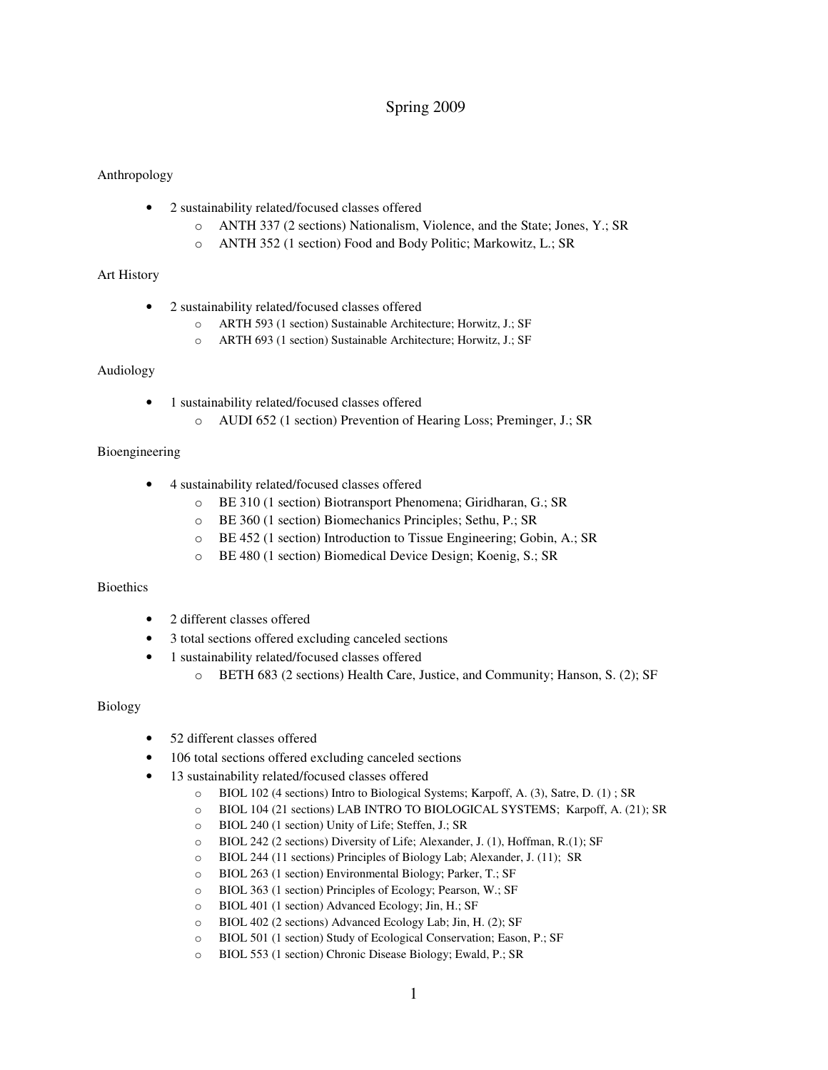# Spring 2009

## Anthropology

- 2 sustainability related/focused classes offered
  - ANTH 337 (2 sections) Nationalism, Violence, and the State; Jones, Y.; SR
  - ANTH 352 (1 section) Food and Body Politic; Markowitz, L.; SR

## Art History

- 2 sustainability related/focused classes offered
  - ARTH 593 (1 section) Sustainable Architecture; Horwitz, J.; SF
  - ARTH 693 (1 section) Sustainable Architecture; Horwitz, J.; SF

## Audiology

- 1 sustainability related/focused classes offered
  - AUDI 652 (1 section) Prevention of Hearing Loss; Preminger, J.; SR

## Bioengineering

- 4 sustainability related/focused classes offered
  - BE 310 (1 section) Biotransport Phenomena; Giridharan, G.; SR
  - BE 360 (1 section) Biomechanics Principles; Sethu, P.; SR
  - BE 452 (1 section) Introduction to Tissue Engineering; Gobin, A.; SR
  - BE 480 (1 section) Biomedical Device Design; Koenig, S.; SR

## Bioethics

- 2 different classes offered
- 3 total sections offered excluding canceled sections
- 1 sustainability related/focused classes offered
  - BETH 683 (2 sections) Health Care, Justice, and Community; Hanson, S. (2); SF

## Biology

- 52 different classes offered
- 106 total sections offered excluding canceled sections
- 13 sustainability related/focused classes offered
  - BIOL 102 (4 sections) Intro to Biological Systems; Karpoff, A. (3), Satre, D. (1) ; SR
  - BIOL 104 (21 sections) LAB INTRO TO BIOLOGICAL SYSTEMS; Karpoff, A. (21); SR
  - BIOL 240 (1 section) Unity of Life; Steffen, J.; SR
  - BIOL 242 (2 sections) Diversity of Life; Alexander, J. (1), Hoffman, R.(1); SF
  - BIOL 244 (11 sections) Principles of Biology Lab; Alexander, J. (11); SR
  - BIOL 263 (1 section) Environmental Biology; Parker, T.; SF
  - BIOL 363 (1 section) Principles of Ecology; Pearson, W.; SF
  - BIOL 401 (1 section) Advanced Ecology; Jin, H.; SF
  - BIOL 402 (2 sections) Advanced Ecology Lab; Jin, H. (2); SF
  - BIOL 501 (1 section) Study of Ecological Conservation; Eason, P.; SF
  - BIOL 553 (1 section) Chronic Disease Biology; Ewald, P.; SR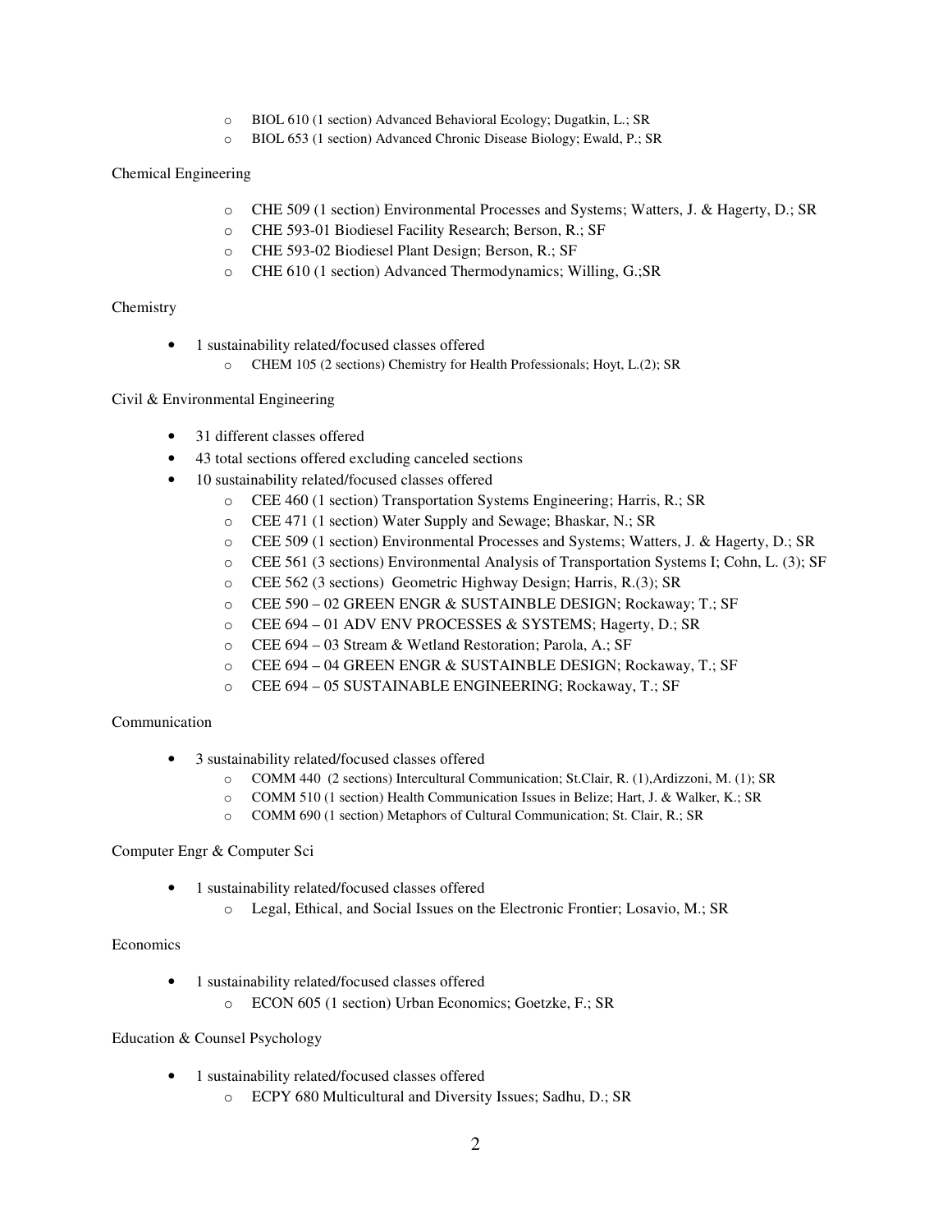- BIOL 610 (1 section) Advanced Behavioral Ecology; Dugatkin, L.; SR
  - BIOL 653 (1 section) Advanced Chronic Disease Biology; Ewald, P.; SR

Chemical Engineering

  - CHE 509 (1 section) Environmental Processes and Systems; Watters, J. & Hagerty, D.; SR
  - CHE 593-01 Biodiesel Facility Research; Berson, R.; SF
  - CHE 593-02 Biodiesel Plant Design; Berson, R.; SF
  - CHE 610 (1 section) Advanced Thermodynamics; Willing, G.;SR

Chemistry

- 1 sustainability related/focused classes offered
  - CHEM 105 (2 sections) Chemistry for Health Professionals; Hoyt, L.(2); SR

Civil & Environmental Engineering

- 31 different classes offered
- 43 total sections offered excluding canceled sections
- 10 sustainability related/focused classes offered
  - CEE 460 (1 section) Transportation Systems Engineering; Harris, R.; SR
  - CEE 471 (1 section) Water Supply and Sewage; Bhaskar, N.; SR
  - CEE 509 (1 section) Environmental Processes and Systems; Watters, J. & Hagerty, D.; SR
  - CEE 561 (3 sections) Environmental Analysis of Transportation Systems I; Cohn, L. (3); SF
  - CEE 562 (3 sections) Geometric Highway Design; Harris, R.(3); SR
  - CEE 590 – 02 GREEN ENGR & SUSTAINBLE DESIGN; Rockaway; T.; SF
  - CEE 694 – 01 ADV ENV PROCESSES & SYSTEMS; Hagerty, D.; SR
  - CEE 694 – 03 Stream & Wetland Restoration; Parola, A.; SF
  - CEE 694 – 04 GREEN ENGR & SUSTAINBLE DESIGN; Rockaway, T.; SF
  - CEE 694 – 05 SUSTAINABLE ENGINEERING; Rockaway, T.; SF

Communication

- 3 sustainability related/focused classes offered
  - COMM 440 (2 sections) Intercultural Communication; St.Clair, R. (1),Ardizzoni, M. (1); SR
  - COMM 510 (1 section) Health Communication Issues in Belize; Hart, J. & Walker, K.; SR
  - COMM 690 (1 section) Metaphors of Cultural Communication; St. Clair, R.; SR

Computer Engr & Computer Sci

- 1 sustainability related/focused classes offered
  - Legal, Ethical, and Social Issues on the Electronic Frontier; Losavio, M.; SR

Economics

- 1 sustainability related/focused classes offered
  - ECON 605 (1 section) Urban Economics; Goetzke, F.; SR

Education & Counsel Psychology

- 1 sustainability related/focused classes offered
  - ECPY 680 Multicultural and Diversity Issues; Sadhu, D.; SR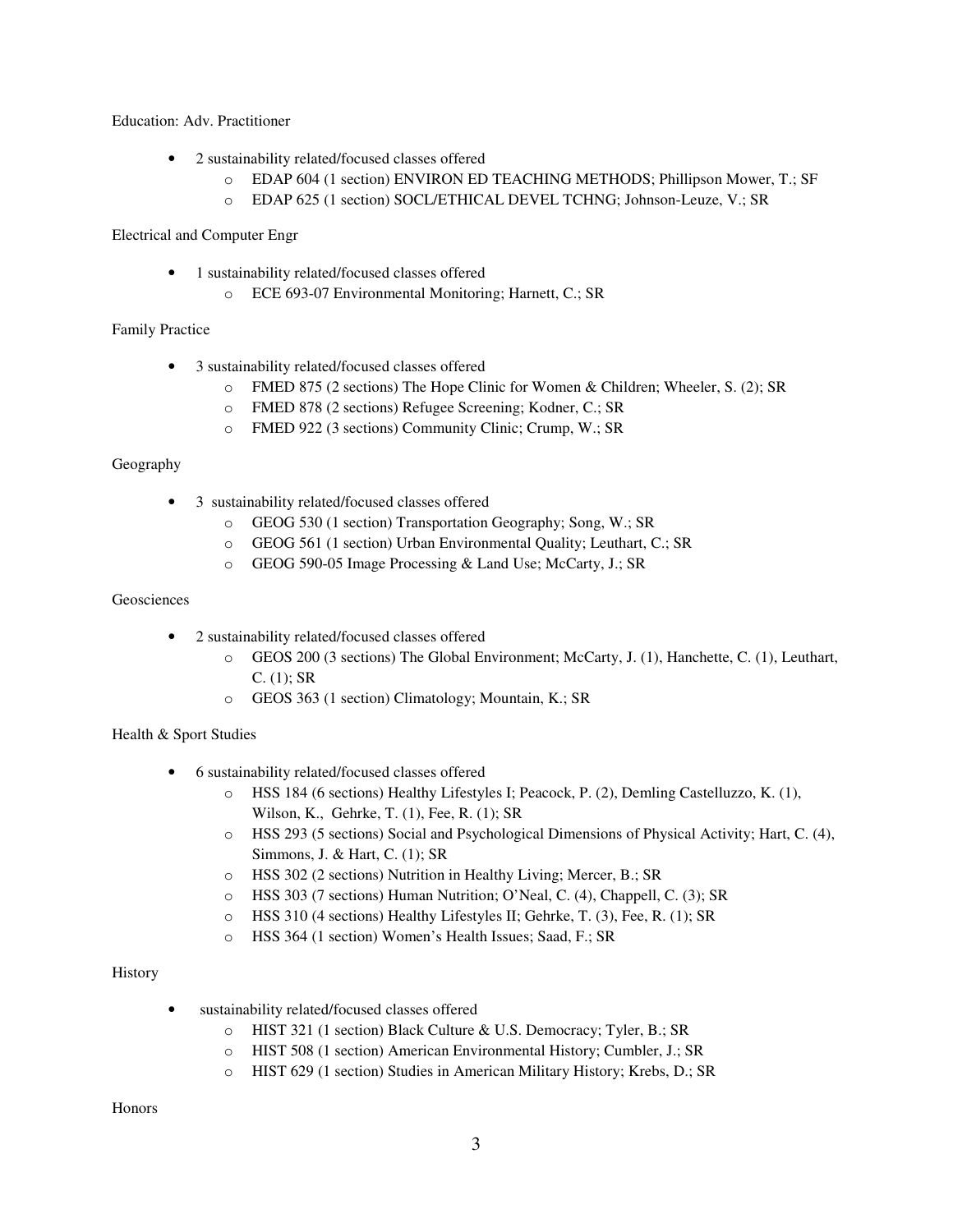Education: Adv. Practitioner

- 2 sustainability related/focused classes offered
    - EDAP 604 (1 section) ENVIRON ED TEACHING METHODS; Phillipson Mower, T.; SF
    - EDAP 625 (1 section) SOCL/ETHICAL DEVEL TCHNG; Johnson-Leuze, V.; SR

Electrical and Computer Engr

- 1 sustainability related/focused classes offered
    - ECE 693-07 Environmental Monitoring; Harnett, C.; SR

Family Practice

- 3 sustainability related/focused classes offered
    - FMED 875 (2 sections) The Hope Clinic for Women & Children; Wheeler, S. (2); SR
    - FMED 878 (2 sections) Refugee Screening; Kodner, C.; SR
    - FMED 922 (3 sections) Community Clinic; Crump, W.; SR

Geography

- 3 sustainability related/focused classes offered
    - GEOG 530 (1 section) Transportation Geography; Song, W.; SR
    - GEOG 561 (1 section) Urban Environmental Quality; Leuthart, C.; SR
    - GEOG 590-05 Image Processing & Land Use; McCarty, J.; SR

Geosciences

- 2 sustainability related/focused classes offered
    - GEOS 200 (3 sections) The Global Environment; McCarty, J. (1), Hanchette, C. (1), Leuthart, C. (1); SR
    - GEOS 363 (1 section) Climatology; Mountain, K.; SR

Health & Sport Studies

- 6 sustainability related/focused classes offered
    - HSS 184 (6 sections) Healthy Lifestyles I; Peacock, P. (2), Demling Castelluzzo, K. (1), Wilson, K., Gehrke, T. (1), Fee, R. (1); SR
    - HSS 293 (5 sections) Social and Psychological Dimensions of Physical Activity; Hart, C. (4), Simmons, J. & Hart, C. (1); SR
    - HSS 302 (2 sections) Nutrition in Healthy Living; Mercer, B.; SR
    - HSS 303 (7 sections) Human Nutrition; O'Neal, C. (4), Chappell, C. (3); SR
    - HSS 310 (4 sections) Healthy Lifestyles II; Gehrke, T. (3), Fee, R. (1); SR
    - HSS 364 (1 section) Women's Health Issues; Saad, F.; SR

History

- sustainability related/focused classes offered
    - HIST 321 (1 section) Black Culture & U.S. Democracy; Tyler, B.; SR
    - HIST 508 (1 section) American Environmental History; Cumbler, J.; SR
    - HIST 629 (1 section) Studies in American Military History; Krebs, D.; SR

Honors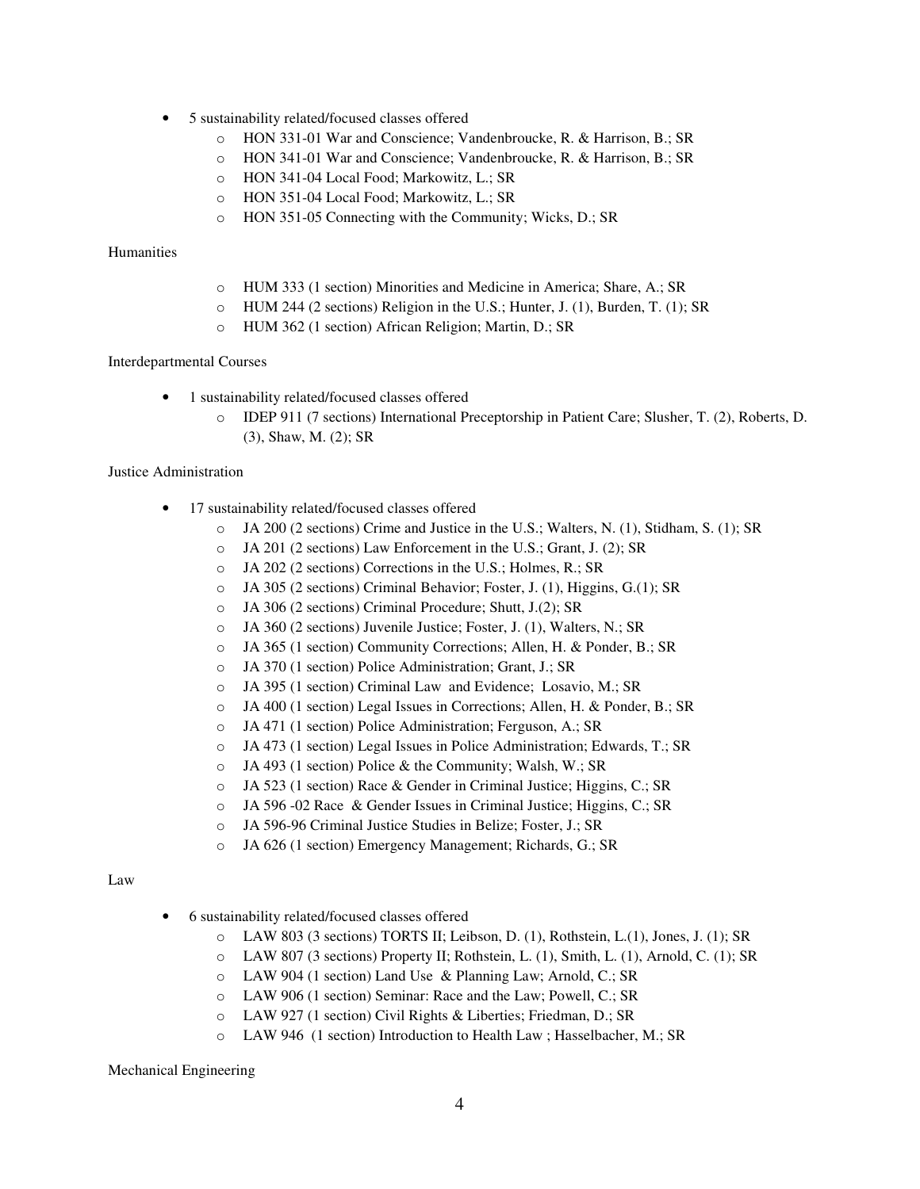- 5 sustainability related/focused classes offered
    - HON 331-01 War and Conscience; Vandenbroucke, R. & Harrison, B.; SR
    - HON 341-01 War and Conscience; Vandenbroucke, R. & Harrison, B.; SR
    - HON 341-04 Local Food; Markowitz, L.; SR
    - HON 351-04 Local Food; Markowitz, L.; SR
    - HON 351-05 Connecting with the Community; Wicks, D.; SR

Humanities

- HUM 333 (1 section) Minorities and Medicine in America; Share, A.; SR
- HUM 244 (2 sections) Religion in the U.S.; Hunter, J. (1), Burden, T. (1); SR
- HUM 362 (1 section) African Religion; Martin, D.; SR

Interdepartmental Courses

- 1 sustainability related/focused classes offered
    - IDEP 911 (7 sections) International Preceptorship in Patient Care; Slusher, T. (2), Roberts, D. (3), Shaw, M. (2); SR

Justice Administration

- 17 sustainability related/focused classes offered
    - JA 200 (2 sections) Crime and Justice in the U.S.; Walters, N. (1), Stidham, S. (1); SR
    - JA 201 (2 sections) Law Enforcement in the U.S.; Grant, J. (2); SR
    - JA 202 (2 sections) Corrections in the U.S.; Holmes, R.; SR
    - JA 305 (2 sections) Criminal Behavior; Foster, J. (1), Higgins, G.(1); SR
    - JA 306 (2 sections) Criminal Procedure; Shutt, J.(2); SR
    - JA 360 (2 sections) Juvenile Justice; Foster, J. (1), Walters, N.; SR
    - JA 365 (1 section) Community Corrections; Allen, H. & Ponder, B.; SR
    - JA 370 (1 section) Police Administration; Grant, J.; SR
    - JA 395 (1 section) Criminal Law and Evidence; Losavio, M.; SR
    - JA 400 (1 section) Legal Issues in Corrections; Allen, H. & Ponder, B.; SR
    - JA 471 (1 section) Police Administration; Ferguson, A.; SR
    - JA 473 (1 section) Legal Issues in Police Administration; Edwards, T.; SR
    - JA 493 (1 section) Police & the Community; Walsh, W.; SR
    - JA 523 (1 section) Race & Gender in Criminal Justice; Higgins, C.; SR
    - JA 596 -02 Race & Gender Issues in Criminal Justice; Higgins, C.; SR
    - JA 596-96 Criminal Justice Studies in Belize; Foster, J.; SR
    - JA 626 (1 section) Emergency Management; Richards, G.; SR

Law

- 6 sustainability related/focused classes offered
    - LAW 803 (3 sections) TORTS II; Leibson, D. (1), Rothstein, L.(1), Jones, J. (1); SR
    - LAW 807 (3 sections) Property II; Rothstein, L. (1), Smith, L. (1), Arnold, C. (1); SR
    - LAW 904 (1 section) Land Use & Planning Law; Arnold, C.; SR
    - LAW 906 (1 section) Seminar: Race and the Law; Powell, C.; SR
    - LAW 927 (1 section) Civil Rights & Liberties; Friedman, D.; SR
    - LAW 946 (1 section) Introduction to Health Law ; Hasselbacher, M.; SR

Mechanical Engineering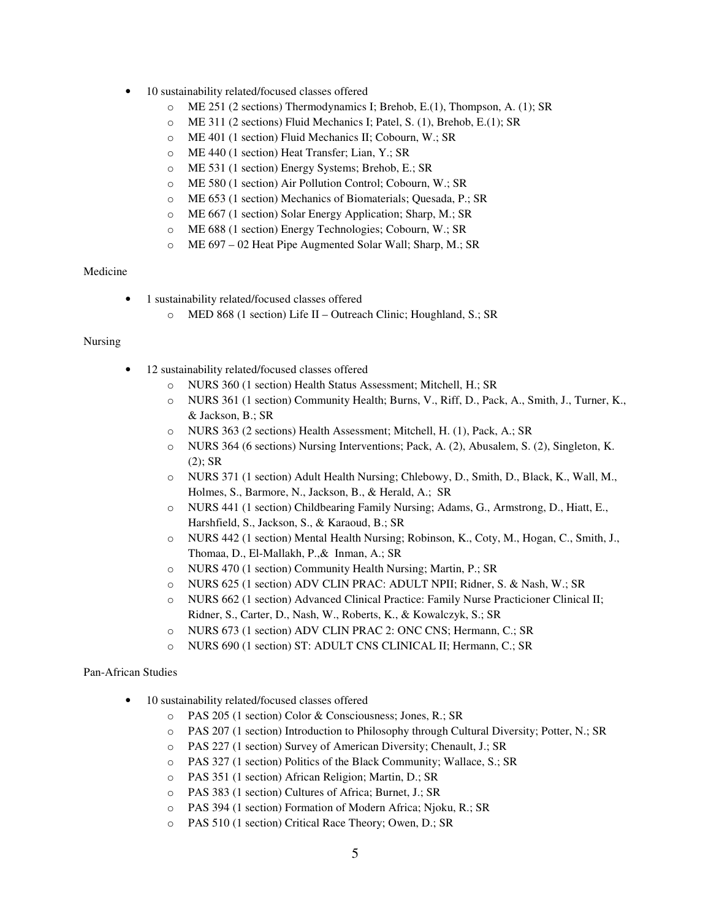- 10 sustainability related/focused classes offered
  - ME 251 (2 sections) Thermodynamics I; Brehob, E.(1), Thompson, A. (1); SR
  - ME 311 (2 sections) Fluid Mechanics I; Patel, S. (1), Brehob, E.(1); SR
  - ME 401 (1 section) Fluid Mechanics II; Cobourn, W.; SR
  - ME 440 (1 section) Heat Transfer; Lian, Y.; SR
  - ME 531 (1 section) Energy Systems; Brehob, E.; SR
  - ME 580 (1 section) Air Pollution Control; Cobourn, W.; SR
  - ME 653 (1 section) Mechanics of Biomaterials; Quesada, P.; SR
  - ME 667 (1 section) Solar Energy Application; Sharp, M.; SR
  - ME 688 (1 section) Energy Technologies; Cobourn, W.; SR
  - ME 697 – 02 Heat Pipe Augmented Solar Wall; Sharp, M.; SR

Medicine

- 1 sustainability related/focused classes offered
  - MED 868 (1 section) Life II – Outreach Clinic; Houghland, S.; SR

Nursing

- 12 sustainability related/focused classes offered
  - NURS 360 (1 section) Health Status Assessment; Mitchell, H.; SR
  - NURS 361 (1 section) Community Health; Burns, V., Riff, D., Pack, A., Smith, J., Turner, K., & Jackson, B.; SR
  - NURS 363 (2 sections) Health Assessment; Mitchell, H. (1), Pack, A.; SR
  - NURS 364 (6 sections) Nursing Interventions; Pack, A. (2), Abusalem, S. (2), Singleton, K. (2); SR
  - NURS 371 (1 section) Adult Health Nursing; Chlebowy, D., Smith, D., Black, K., Wall, M., Holmes, S., Barmore, N., Jackson, B., & Herald, A.; SR
  - NURS 441 (1 section) Childbearing Family Nursing; Adams, G., Armstrong, D., Hiatt, E., Harshfield, S., Jackson, S., & Karaoud, B.; SR
  - NURS 442 (1 section) Mental Health Nursing; Robinson, K., Coty, M., Hogan, C., Smith, J., Thomaa, D., El-Mallakh, P.,& Inman, A.; SR
  - NURS 470 (1 section) Community Health Nursing; Martin, P.; SR
  - NURS 625 (1 section) ADV CLIN PRAC: ADULT NPII; Ridner, S. & Nash, W.; SR
  - NURS 662 (1 section) Advanced Clinical Practice: Family Nurse Practicioner Clinical II; Ridner, S., Carter, D., Nash, W., Roberts, K., & Kowalczyk, S.; SR
  - NURS 673 (1 section) ADV CLIN PRAC 2: ONC CNS; Hermann, C.; SR
  - NURS 690 (1 section) ST: ADULT CNS CLINICAL II; Hermann, C.; SR

Pan-African Studies

- 10 sustainability related/focused classes offered
  - PAS 205 (1 section) Color & Consciousness; Jones, R.; SR
  - PAS 207 (1 section) Introduction to Philosophy through Cultural Diversity; Potter, N.; SR
  - PAS 227 (1 section) Survey of American Diversity; Chenault, J.; SR
  - PAS 327 (1 section) Politics of the Black Community; Wallace, S.; SR
  - PAS 351 (1 section) African Religion; Martin, D.; SR
  - PAS 383 (1 section) Cultures of Africa; Burnet, J.; SR
  - PAS 394 (1 section) Formation of Modern Africa; Njoku, R.; SR
  - PAS 510 (1 section) Critical Race Theory; Owen, D.; SR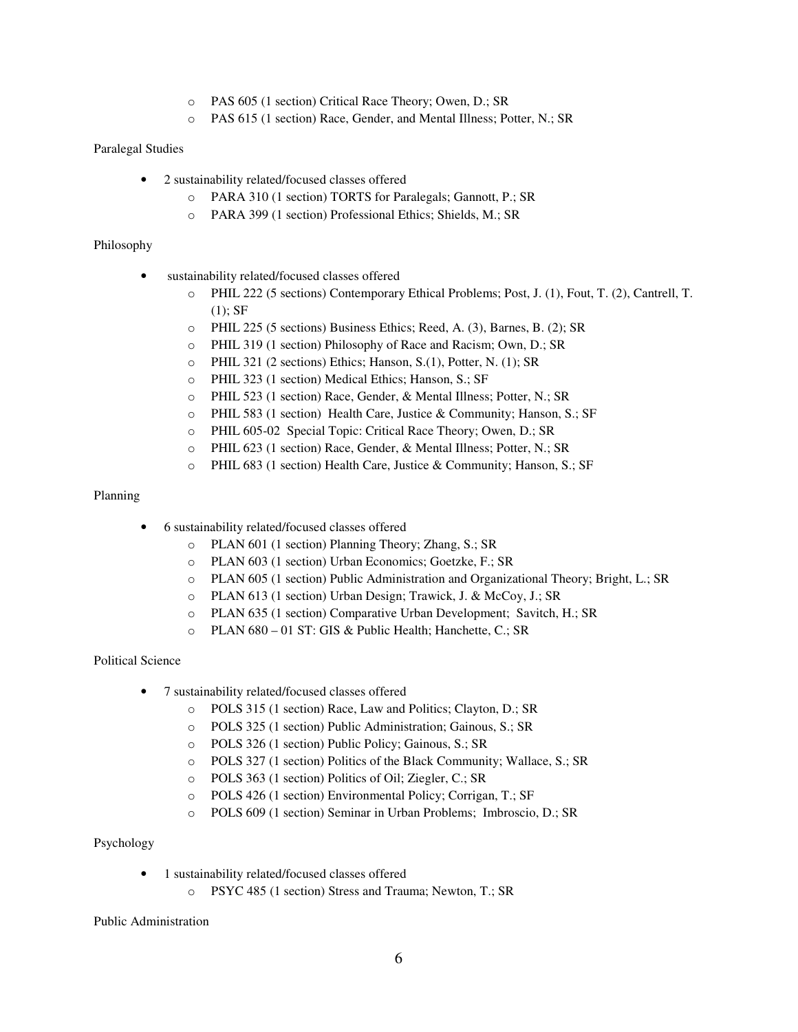- PAS 605 (1 section) Critical Race Theory; Owen, D.; SR
- PAS 615 (1 section) Race, Gender, and Mental Illness; Potter, N.; SR

Paralegal Studies

- 2 sustainability related/focused classes offered
  - PARA 310 (1 section) TORTS for Paralegals; Gannott, P.; SR
  - PARA 399 (1 section) Professional Ethics; Shields, M.; SR

Philosophy

- sustainability related/focused classes offered
  - PHIL 222 (5 sections) Contemporary Ethical Problems; Post, J. (1), Fout, T. (2), Cantrell, T. (1); SF
  - PHIL 225 (5 sections) Business Ethics; Reed, A. (3), Barnes, B. (2); SR
  - PHIL 319 (1 section) Philosophy of Race and Racism; Own, D.; SR
  - PHIL 321 (2 sections) Ethics; Hanson, S.(1), Potter, N. (1); SR
  - PHIL 323 (1 section) Medical Ethics; Hanson, S.; SF
  - PHIL 523 (1 section) Race, Gender, & Mental Illness; Potter, N.; SR
  - PHIL 583 (1 section) Health Care, Justice & Community; Hanson, S.; SF
  - PHIL 605-02 Special Topic: Critical Race Theory; Owen, D.; SR
  - PHIL 623 (1 section) Race, Gender, & Mental Illness; Potter, N.; SR
  - PHIL 683 (1 section) Health Care, Justice & Community; Hanson, S.; SF

Planning

- 6 sustainability related/focused classes offered
  - PLAN 601 (1 section) Planning Theory; Zhang, S.; SR
  - PLAN 603 (1 section) Urban Economics; Goetzke, F.; SR
  - PLAN 605 (1 section) Public Administration and Organizational Theory; Bright, L.; SR
  - PLAN 613 (1 section) Urban Design; Trawick, J. & McCoy, J.; SR
  - PLAN 635 (1 section) Comparative Urban Development; Savitch, H.; SR
  - PLAN 680 – 01 ST: GIS & Public Health; Hanchette, C.; SR

Political Science

- 7 sustainability related/focused classes offered
  - POLS 315 (1 section) Race, Law and Politics; Clayton, D.; SR
  - POLS 325 (1 section) Public Administration; Gainous, S.; SR
  - POLS 326 (1 section) Public Policy; Gainous, S.; SR
  - POLS 327 (1 section) Politics of the Black Community; Wallace, S.; SR
  - POLS 363 (1 section) Politics of Oil; Ziegler, C.; SR
  - POLS 426 (1 section) Environmental Policy; Corrigan, T.; SF
  - POLS 609 (1 section) Seminar in Urban Problems; Imbroscio, D.; SR

Psychology

- 1 sustainability related/focused classes offered
  - PSYC 485 (1 section) Stress and Trauma; Newton, T.; SR

Public Administration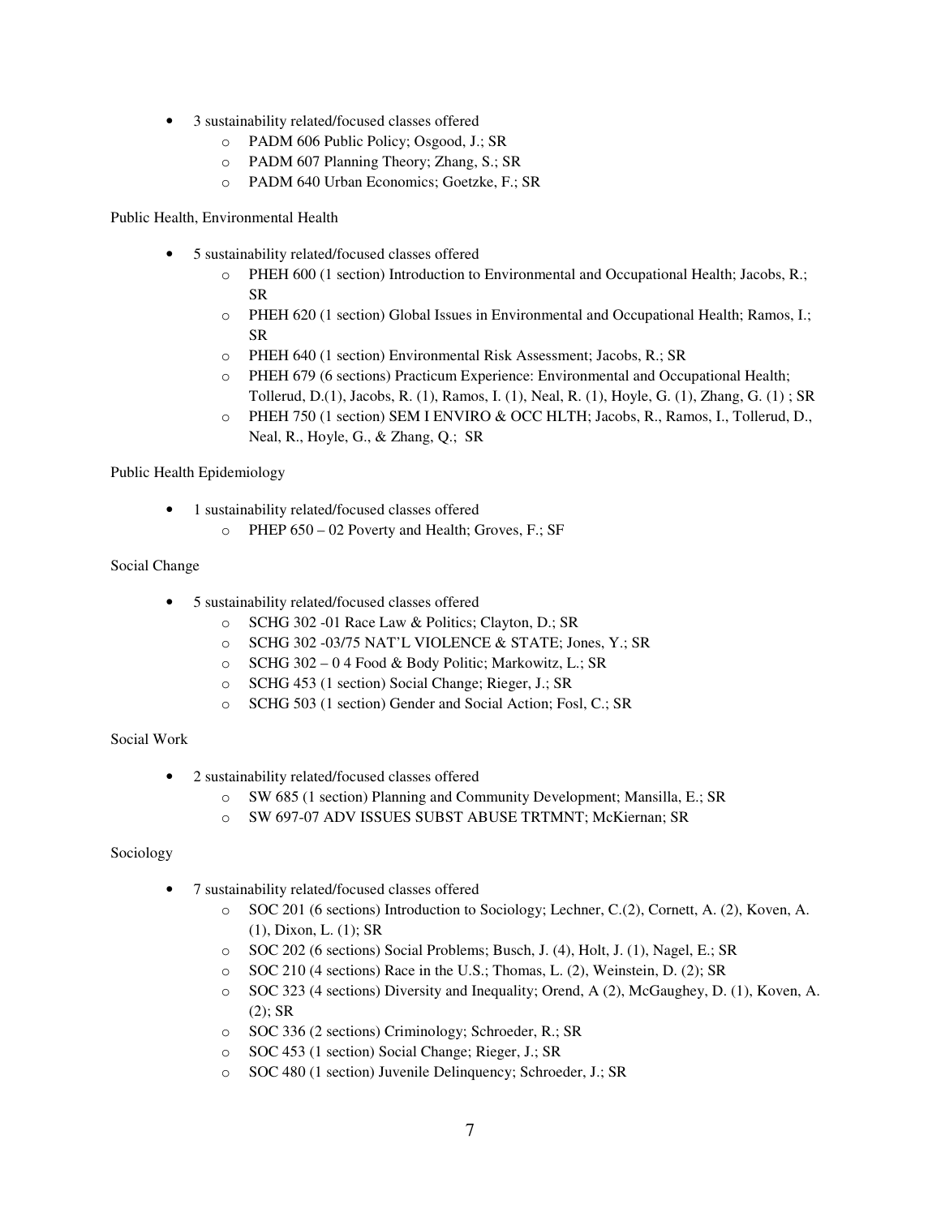- 3 sustainability related/focused classes offered
    - PADM 606 Public Policy; Osgood, J.; SR
    - PADM 607 Planning Theory; Zhang, S.; SR
    - PADM 640 Urban Economics; Goetzke, F.; SR

Public Health, Environmental Health

- 5 sustainability related/focused classes offered
    - PHEH 600 (1 section) Introduction to Environmental and Occupational Health; Jacobs, R.; SR
    - PHEH 620 (1 section) Global Issues in Environmental and Occupational Health; Ramos, I.; SR
    - PHEH 640 (1 section) Environmental Risk Assessment; Jacobs, R.; SR
    - PHEH 679 (6 sections) Practicum Experience: Environmental and Occupational Health; Tollerud, D.(1), Jacobs, R. (1), Ramos, I. (1), Neal, R. (1), Hoyle, G. (1), Zhang, G. (1) ; SR
    - PHEH 750 (1 section) SEM I ENVIRO & OCC HLTH; Jacobs, R., Ramos, I., Tollerud, D., Neal, R., Hoyle, G., & Zhang, Q.; SR

Public Health Epidemiology

- 1 sustainability related/focused classes offered
    - PHEP 650 – 02 Poverty and Health; Groves, F.; SF

Social Change

- 5 sustainability related/focused classes offered
    - SCHG 302 -01 Race Law & Politics; Clayton, D.; SR
    - SCHG 302 -03/75 NAT'L VIOLENCE & STATE; Jones, Y.; SR
    - SCHG 302 – 0 4 Food & Body Politic; Markowitz, L.; SR
    - SCHG 453 (1 section) Social Change; Rieger, J.; SR
    - SCHG 503 (1 section) Gender and Social Action; Fosl, C.; SR

Social Work

- 2 sustainability related/focused classes offered
    - SW 685 (1 section) Planning and Community Development; Mansilla, E.; SR
    - SW 697-07 ADV ISSUES SUBST ABUSE TRTMNT; McKiernan; SR

Sociology

- 7 sustainability related/focused classes offered
    - SOC 201 (6 sections) Introduction to Sociology; Lechner, C.(2), Cornett, A. (2), Koven, A. (1), Dixon, L. (1); SR
    - SOC 202 (6 sections) Social Problems; Busch, J. (4), Holt, J. (1), Nagel, E.; SR
    - SOC 210 (4 sections) Race in the U.S.; Thomas, L. (2), Weinstein, D. (2); SR
    - SOC 323 (4 sections) Diversity and Inequality; Orend, A (2), McGaughey, D. (1), Koven, A. (2); SR
    - SOC 336 (2 sections) Criminology; Schroeder, R.; SR
    - SOC 453 (1 section) Social Change; Rieger, J.; SR
    - SOC 480 (1 section) Juvenile Delinquency; Schroeder, J.; SR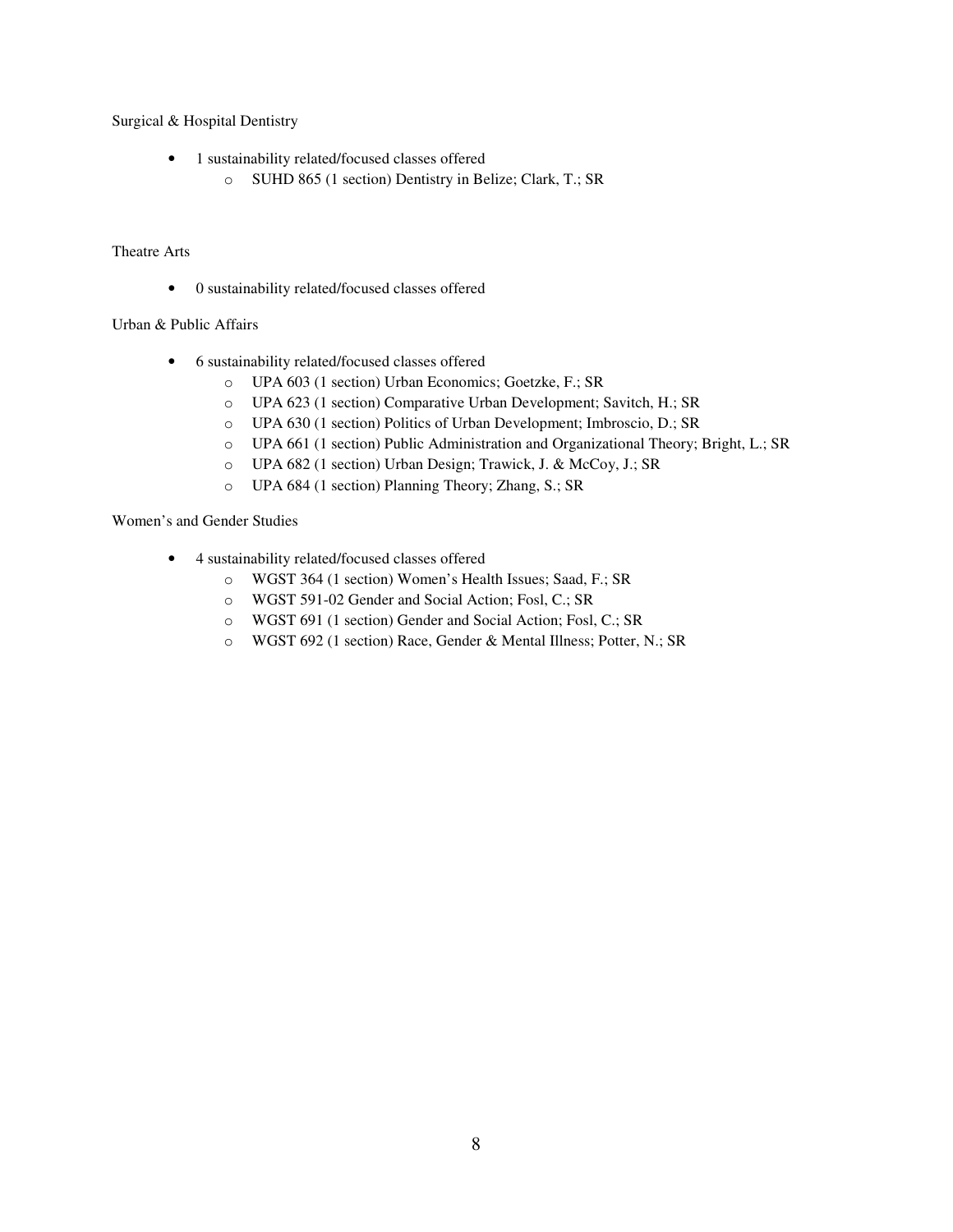Surgical & Hospital Dentistry

- 1 sustainability related/focused classes offered
  - SUHD 865 (1 section) Dentistry in Belize; Clark, T.; SR

Theatre Arts

- 0 sustainability related/focused classes offered

Urban & Public Affairs

- 6 sustainability related/focused classes offered
  - UPA 603 (1 section) Urban Economics; Goetzke, F.; SR
  - UPA 623 (1 section) Comparative Urban Development; Savitch, H.; SR
  - UPA 630 (1 section) Politics of Urban Development; Imbroscio, D.; SR
  - UPA 661 (1 section) Public Administration and Organizational Theory; Bright, L.; SR
  - UPA 682 (1 section) Urban Design; Trawick, J. & McCoy, J.; SR
  - UPA 684 (1 section) Planning Theory; Zhang, S.; SR

Women's and Gender Studies

- 4 sustainability related/focused classes offered
  - WGST 364 (1 section) Women's Health Issues; Saad, F.; SR
  - WGST 591-02 Gender and Social Action; Fosl, C.; SR
  - WGST 691 (1 section) Gender and Social Action; Fosl, C.; SR
  - WGST 692 (1 section) Race, Gender & Mental Illness; Potter, N.; SR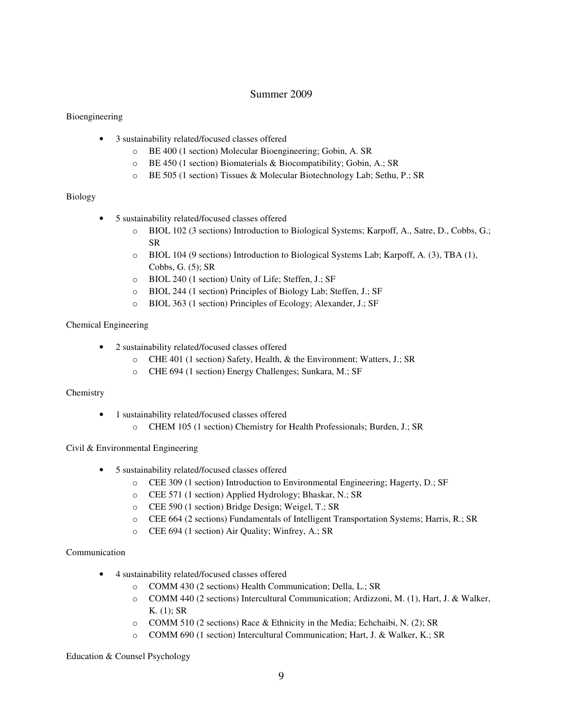## Summer 2009

Bioengineering

- 3 sustainability related/focused classes offered
  - BE 400 (1 section) Molecular Bioengineering; Gobin, A. SR
  - BE 450 (1 section) Biomaterials & Biocompatibility; Gobin, A.; SR
  - BE 505 (1 section) Tissues & Molecular Biotechnology Lab; Sethu, P.; SR

Biology

- 5 sustainability related/focused classes offered
  - BIOL 102 (3 sections) Introduction to Biological Systems; Karpoff, A., Satre, D., Cobbs, G.; SR
  - BIOL 104 (9 sections) Introduction to Biological Systems Lab; Karpoff, A. (3), TBA (1), Cobbs, G. (5); SR
  - BIOL 240 (1 section) Unity of Life; Steffen, J.; SF
  - BIOL 244 (1 section) Principles of Biology Lab; Steffen, J.; SF
  - BIOL 363 (1 section) Principles of Ecology; Alexander, J.; SF

Chemical Engineering

- 2 sustainability related/focused classes offered
  - CHE 401 (1 section) Safety, Health, & the Environment; Watters, J.; SR
  - CHE 694 (1 section) Energy Challenges; Sunkara, M.; SF

Chemistry

- 1 sustainability related/focused classes offered
  - CHEM 105 (1 section) Chemistry for Health Professionals; Burden, J.; SR

Civil & Environmental Engineering

- 5 sustainability related/focused classes offered
  - CEE 309 (1 section) Introduction to Environmental Engineering; Hagerty, D.; SF
  - CEE 571 (1 section) Applied Hydrology; Bhaskar, N.; SR
  - CEE 590 (1 section) Bridge Design; Weigel, T.; SR
  - CEE 664 (2 sections) Fundamentals of Intelligent Transportation Systems; Harris, R.; SR
  - CEE 694 (1 section) Air Quality; Winfrey, A.; SR

Communication

- 4 sustainability related/focused classes offered
  - COMM 430 (2 sections) Health Communication; Della, L.; SR
  - COMM 440 (2 sections) Intercultural Communication; Ardizzoni, M. (1), Hart, J. & Walker, K. (1); SR
  - COMM 510 (2 sections) Race & Ethnicity in the Media; Echchaibi, N. (2); SR
  - COMM 690 (1 section) Intercultural Communication; Hart, J. & Walker, K.; SR

Education & Counsel Psychology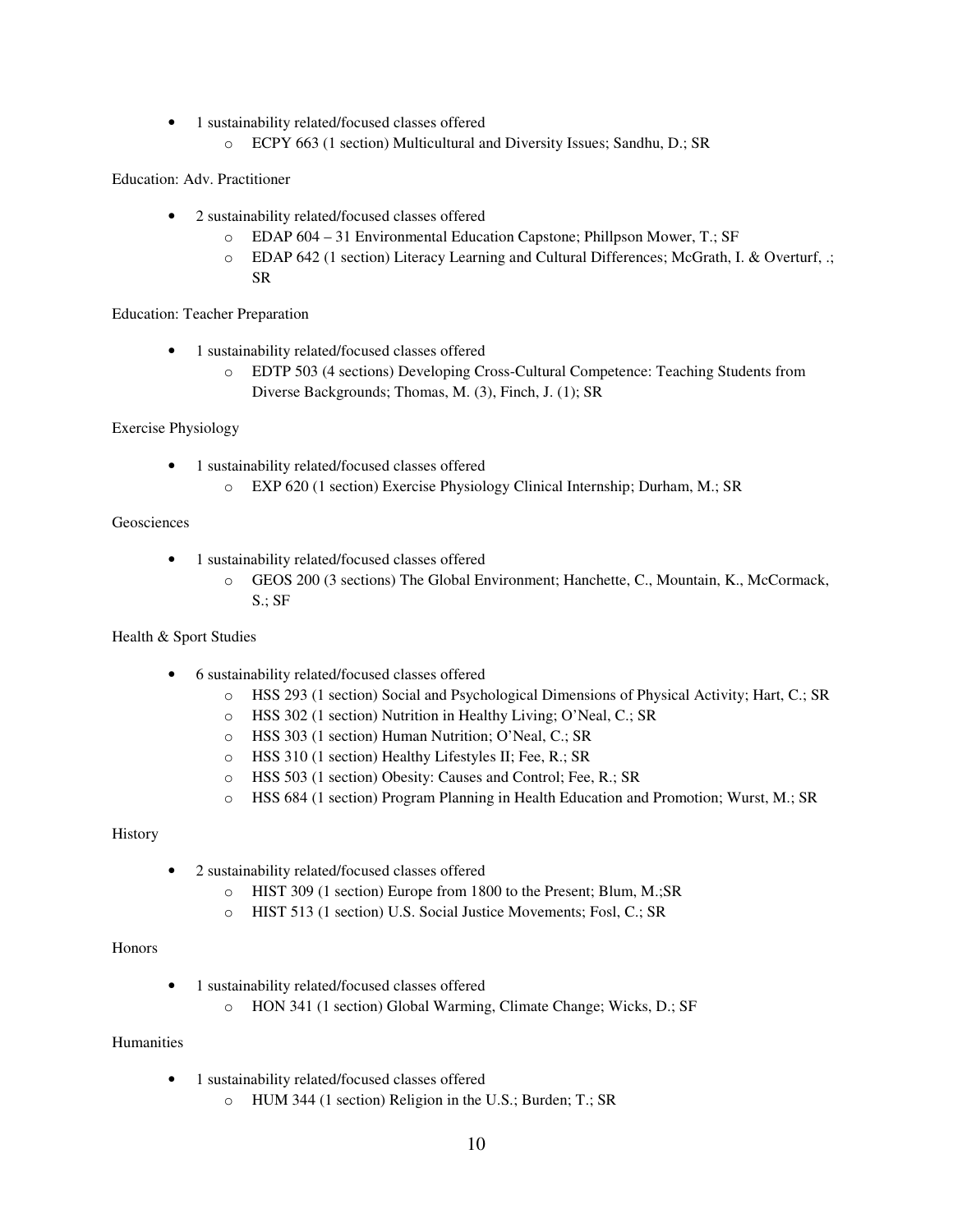- 1 sustainability related/focused classes offered
  - ECPY 663 (1 section) Multicultural and Diversity Issues; Sandhu, D.; SR

Education: Adv. Practitioner

- 2 sustainability related/focused classes offered
  - EDAP 604 – 31 Environmental Education Capstone; Phillpson Mower, T.; SF
  - EDAP 642 (1 section) Literacy Learning and Cultural Differences; McGrath, I. & Overturf, .; SR

Education: Teacher Preparation

- 1 sustainability related/focused classes offered
  - EDTP 503 (4 sections) Developing Cross-Cultural Competence: Teaching Students from Diverse Backgrounds; Thomas, M. (3), Finch, J. (1); SR

Exercise Physiology

- 1 sustainability related/focused classes offered
  - EXP 620 (1 section) Exercise Physiology Clinical Internship; Durham, M.; SR

Geosciences

- 1 sustainability related/focused classes offered
  - GEOS 200 (3 sections) The Global Environment; Hanchette, C., Mountain, K., McCormack, S.; SF

Health & Sport Studies

- 6 sustainability related/focused classes offered
  - HSS 293 (1 section) Social and Psychological Dimensions of Physical Activity; Hart, C.; SR
  - HSS 302 (1 section) Nutrition in Healthy Living; O'Neal, C.; SR
  - HSS 303 (1 section) Human Nutrition; O'Neal, C.; SR
  - HSS 310 (1 section) Healthy Lifestyles II; Fee, R.; SR
  - HSS 503 (1 section) Obesity: Causes and Control; Fee, R.; SR
  - HSS 684 (1 section) Program Planning in Health Education and Promotion; Wurst, M.; SR

History

- 2 sustainability related/focused classes offered
  - HIST 309 (1 section) Europe from 1800 to the Present; Blum, M.;SR
  - HIST 513 (1 section) U.S. Social Justice Movements; Fosl, C.; SR

Honors

- 1 sustainability related/focused classes offered
  - HON 341 (1 section) Global Warming, Climate Change; Wicks, D.; SF

Humanities

- 1 sustainability related/focused classes offered
  - HUM 344 (1 section) Religion in the U.S.; Burden; T.; SR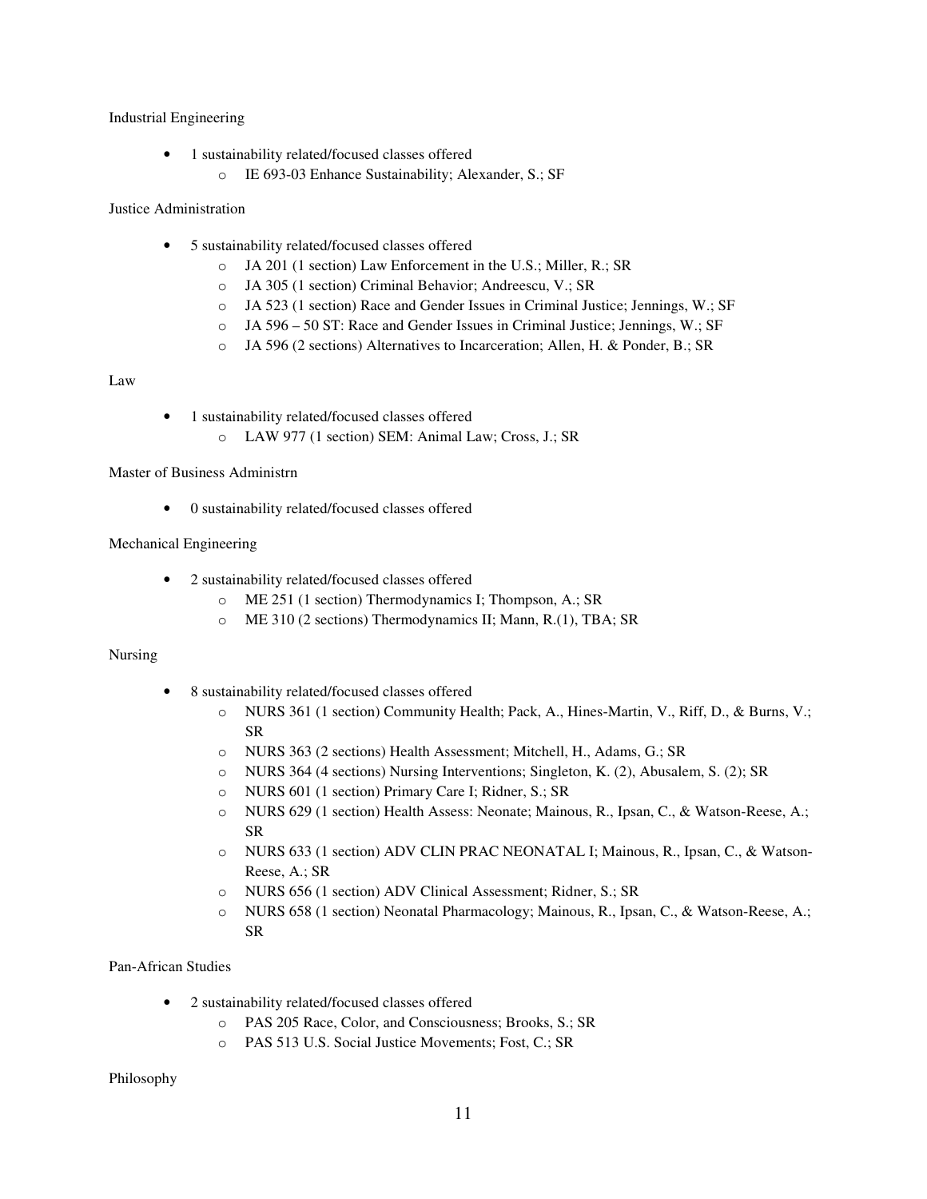Industrial Engineering

- 1 sustainability related/focused classes offered
  - IE 693-03 Enhance Sustainability; Alexander, S.; SF

Justice Administration

- 5 sustainability related/focused classes offered
  - JA 201 (1 section) Law Enforcement in the U.S.; Miller, R.; SR
  - JA 305 (1 section) Criminal Behavior; Andreescu, V.; SR
  - JA 523 (1 section) Race and Gender Issues in Criminal Justice; Jennings, W.; SF
  - JA 596 – 50 ST: Race and Gender Issues in Criminal Justice; Jennings, W.; SF
  - JA 596 (2 sections) Alternatives to Incarceration; Allen, H. & Ponder, B.; SR

Law

- 1 sustainability related/focused classes offered
  - LAW 977 (1 section) SEM: Animal Law; Cross, J.; SR

Master of Business Administrn

- 0 sustainability related/focused classes offered

Mechanical Engineering

- 2 sustainability related/focused classes offered
  - ME 251 (1 section) Thermodynamics I; Thompson, A.; SR
  - ME 310 (2 sections) Thermodynamics II; Mann, R.(1), TBA; SR

Nursing

- 8 sustainability related/focused classes offered
  - NURS 361 (1 section) Community Health; Pack, A., Hines-Martin, V., Riff, D., & Burns, V.; SR
  - NURS 363 (2 sections) Health Assessment; Mitchell, H., Adams, G.; SR
  - NURS 364 (4 sections) Nursing Interventions; Singleton, K. (2), Abusalem, S. (2); SR
  - NURS 601 (1 section) Primary Care I; Ridner, S.; SR
  - NURS 629 (1 section) Health Assess: Neonate; Mainous, R., Ipsan, C., & Watson-Reese, A.; SR
  - NURS 633 (1 section) ADV CLIN PRAC NEONATAL I; Mainous, R., Ipsan, C., & Watson-Reese, A.; SR
  - NURS 656 (1 section) ADV Clinical Assessment; Ridner, S.; SR
  - NURS 658 (1 section) Neonatal Pharmacology; Mainous, R., Ipsan, C., & Watson-Reese, A.; SR

Pan-African Studies

- 2 sustainability related/focused classes offered
  - PAS 205 Race, Color, and Consciousness; Brooks, S.; SR
  - PAS 513 U.S. Social Justice Movements; Fost, C.; SR

Philosophy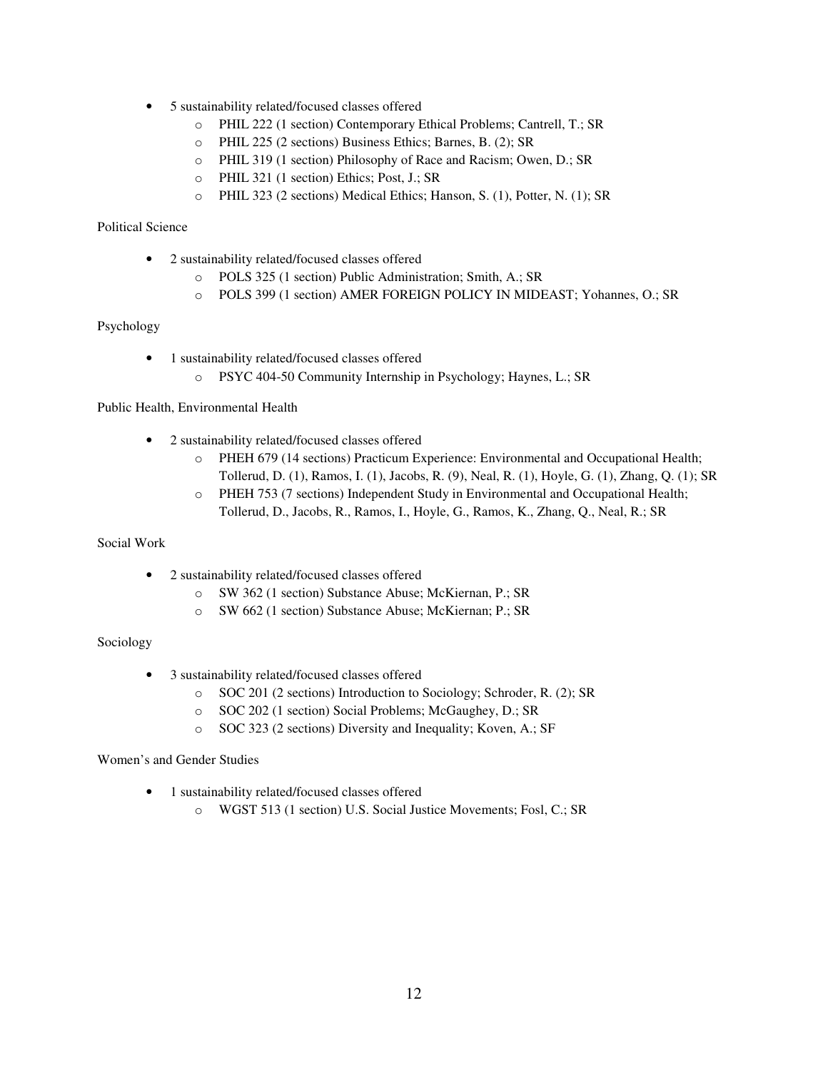- 5 sustainability related/focused classes offered
    - PHIL 222 (1 section) Contemporary Ethical Problems; Cantrell, T.; SR
    - PHIL 225 (2 sections) Business Ethics; Barnes, B. (2); SR
    - PHIL 319 (1 section) Philosophy of Race and Racism; Owen, D.; SR
    - PHIL 321 (1 section) Ethics; Post, J.; SR
    - PHIL 323 (2 sections) Medical Ethics; Hanson, S. (1), Potter, N. (1); SR

Political Science

- 2 sustainability related/focused classes offered
    - POLS 325 (1 section) Public Administration; Smith, A.; SR
    - POLS 399 (1 section) AMER FOREIGN POLICY IN MIDEAST; Yohannes, O.; SR

Psychology

- 1 sustainability related/focused classes offered
    - PSYC 404-50 Community Internship in Psychology; Haynes, L.; SR

Public Health, Environmental Health

- 2 sustainability related/focused classes offered
    - PHEH 679 (14 sections) Practicum Experience: Environmental and Occupational Health; Tollerud, D. (1), Ramos, I. (1), Jacobs, R. (9), Neal, R. (1), Hoyle, G. (1), Zhang, Q. (1); SR
    - PHEH 753 (7 sections) Independent Study in Environmental and Occupational Health; Tollerud, D., Jacobs, R., Ramos, I., Hoyle, G., Ramos, K., Zhang, Q., Neal, R.; SR

Social Work

- 2 sustainability related/focused classes offered
    - SW 362 (1 section) Substance Abuse; McKiernan, P.; SR
    - SW 662 (1 section) Substance Abuse; McKiernan; P.; SR

Sociology

- 3 sustainability related/focused classes offered
    - SOC 201 (2 sections) Introduction to Sociology; Schroder, R. (2); SR
    - SOC 202 (1 section) Social Problems; McGaughey, D.; SR
    - SOC 323 (2 sections) Diversity and Inequality; Koven, A.; SF

Women's and Gender Studies

- 1 sustainability related/focused classes offered
    - WGST 513 (1 section) U.S. Social Justice Movements; Fosl, C.; SR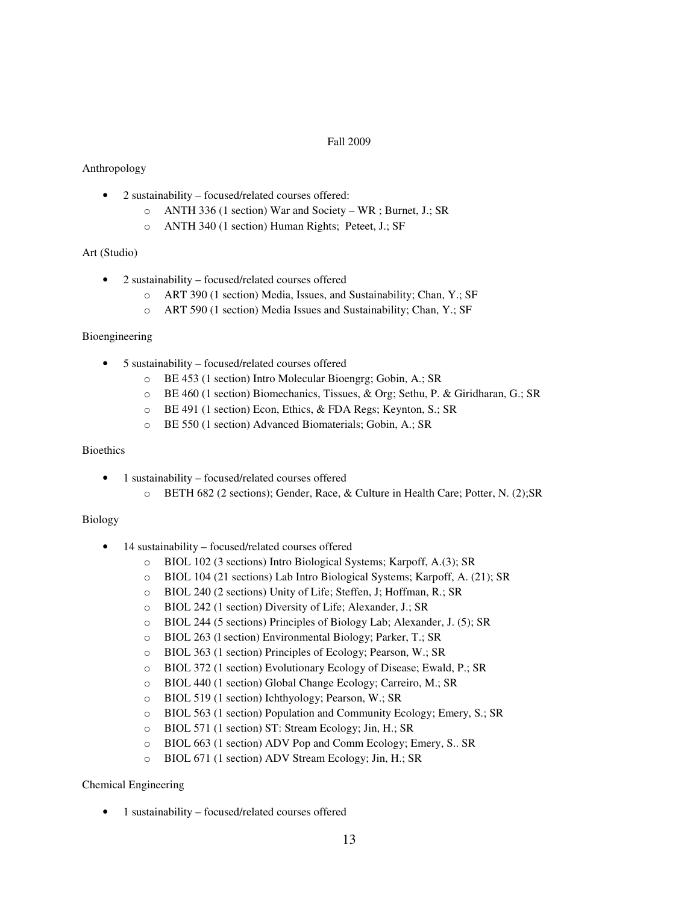Fall 2009

Anthropology

- 2 sustainability – focused/related courses offered:
    - ANTH 336 (1 section) War and Society – WR ; Burnet, J.; SR
    - ANTH 340 (1 section) Human Rights;  Peteet, J.; SF

Art (Studio)

- 2 sustainability – focused/related courses offered
    - ART 390 (1 section) Media, Issues, and Sustainability; Chan, Y.; SF
    - ART 590 (1 section) Media Issues and Sustainability; Chan, Y.; SF

Bioengineering

- 5 sustainability – focused/related courses offered
    - BE 453 (1 section) Intro Molecular Bioengrg; Gobin, A.; SR
    - BE 460 (1 section) Biomechanics, Tissues, & Org; Sethu, P. & Giridharan, G.; SR
    - BE 491 (1 section) Econ, Ethics, & FDA Regs; Keynton, S.; SR
    - BE 550 (1 section) Advanced Biomaterials; Gobin, A.; SR

Bioethics

- 1 sustainability – focused/related courses offered
    - BETH 682 (2 sections); Gender, Race, & Culture in Health Care; Potter, N. (2);SR

Biology

- 14 sustainability – focused/related courses offered
    - BIOL 102 (3 sections) Intro Biological Systems; Karpoff, A.(3); SR
    - BIOL 104 (21 sections) Lab Intro Biological Systems; Karpoff, A. (21); SR
    - BIOL 240 (2 sections) Unity of Life; Steffen, J; Hoffman, R.; SR
    - BIOL 242 (1 section) Diversity of Life; Alexander, J.; SR
    - BIOL 244 (5 sections) Principles of Biology Lab; Alexander, J. (5); SR
    - BIOL 263 (l section) Environmental Biology; Parker, T.; SR
    - BIOL 363 (1 section) Principles of Ecology; Pearson, W.; SR
    - BIOL 372 (1 section) Evolutionary Ecology of Disease; Ewald, P.; SR
    - BIOL 440 (1 section) Global Change Ecology; Carreiro, M.; SR
    - BIOL 519 (1 section) Ichthyology; Pearson, W.; SR
    - BIOL 563 (1 section) Population and Community Ecology; Emery, S.; SR
    - BIOL 571 (1 section) ST: Stream Ecology; Jin, H.; SR
    - BIOL 663 (1 section) ADV Pop and Comm Ecology; Emery, S.. SR
    - BIOL 671 (1 section) ADV Stream Ecology; Jin, H.; SR

Chemical Engineering

- 1 sustainability – focused/related courses offered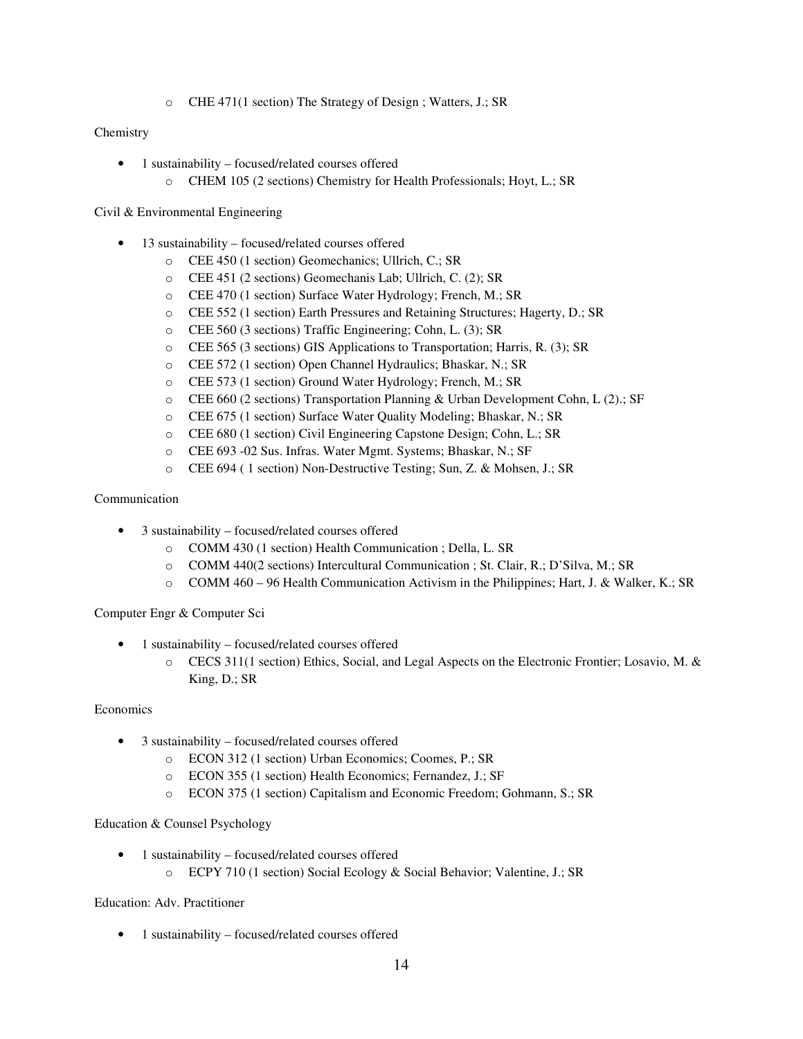- CHE 471(1 section) The Strategy of Design ; Watters, J.; SR

Chemistry

- 1 sustainability – focused/related courses offered
    - CHEM 105 (2 sections) Chemistry for Health Professionals; Hoyt, L.; SR

Civil & Environmental Engineering

- 13 sustainability – focused/related courses offered
    - CEE 450 (1 section) Geomechanics; Ullrich, C.; SR
    - CEE 451 (2 sections) Geomechanis Lab; Ullrich, C. (2); SR
    - CEE 470 (1 section) Surface Water Hydrology; French, M.; SR
    - CEE 552 (1 section) Earth Pressures and Retaining Structures; Hagerty, D.; SR
    - CEE 560 (3 sections) Traffic Engineering; Cohn, L. (3); SR
    - CEE 565 (3 sections) GIS Applications to Transportation; Harris, R. (3); SR
    - CEE 572 (1 section) Open Channel Hydraulics; Bhaskar, N.; SR
    - CEE 573 (1 section) Ground Water Hydrology; French, M.; SR
    - CEE 660 (2 sections) Transportation Planning & Urban Development Cohn, L (2).; SF
    - CEE 675 (1 section) Surface Water Quality Modeling; Bhaskar, N.; SR
    - CEE 680 (1 section) Civil Engineering Capstone Design; Cohn, L.; SR
    - CEE 693 -02 Sus. Infras. Water Mgmt. Systems; Bhaskar, N.; SF
    - CEE 694 ( 1 section) Non-Destructive Testing; Sun, Z. & Mohsen, J.; SR

Communication

- 3 sustainability – focused/related courses offered
    - COMM 430 (1 section) Health Communication ; Della, L. SR
    - COMM 440(2 sections) Intercultural Communication ; St. Clair, R.; D'Silva, M.; SR
    - COMM 460 – 96 Health Communication Activism in the Philippines; Hart, J. & Walker, K.; SR

Computer Engr & Computer Sci

- 1 sustainability – focused/related courses offered
    - CECS 311(1 section) Ethics, Social, and Legal Aspects on the Electronic Frontier; Losavio, M. & King, D.; SR

Economics

- 3 sustainability – focused/related courses offered
    - ECON 312 (1 section) Urban Economics; Coomes, P.; SR
    - ECON 355 (1 section) Health Economics; Fernandez, J.; SF
    - ECON 375 (1 section) Capitalism and Economic Freedom; Gohmann, S.; SR

Education & Counsel Psychology

- 1 sustainability – focused/related courses offered
    - ECPY 710 (1 section) Social Ecology & Social Behavior; Valentine, J.; SR

Education: Adv. Practitioner

- 1 sustainability – focused/related courses offered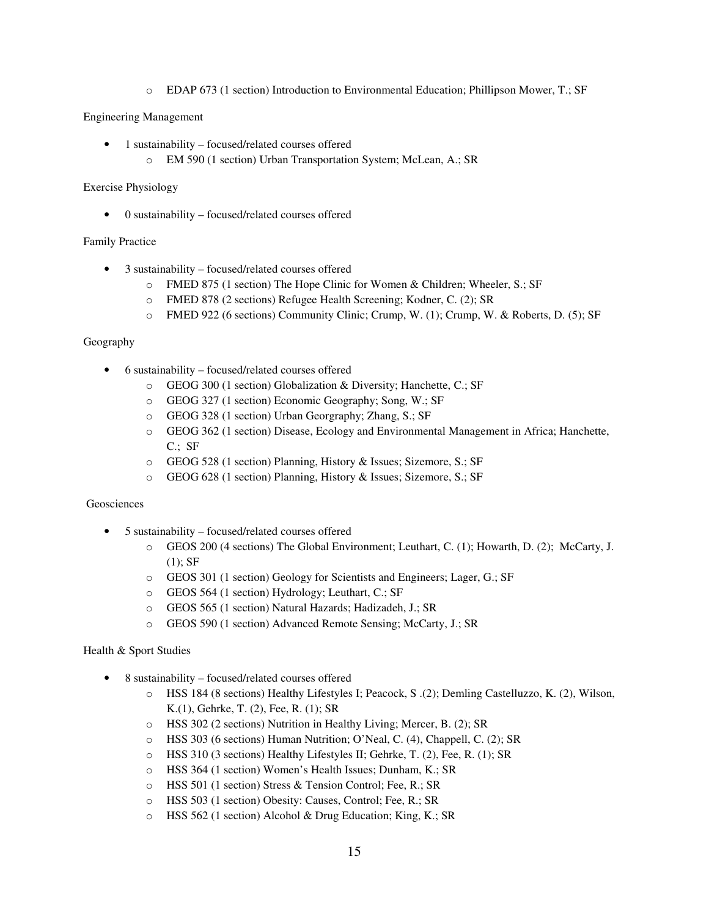- EDAP 673 (1 section) Introduction to Environmental Education; Phillipson Mower, T.; SF

Engineering Management

- 1 sustainability – focused/related courses offered
  - EM 590 (1 section) Urban Transportation System; McLean, A.; SR

Exercise Physiology

- 0 sustainability – focused/related courses offered

Family Practice

- 3 sustainability – focused/related courses offered
  - FMED 875 (1 section) The Hope Clinic for Women & Children; Wheeler, S.; SF
  - FMED 878 (2 sections) Refugee Health Screening; Kodner, C. (2); SR
  - FMED 922 (6 sections) Community Clinic; Crump, W. (1); Crump, W. & Roberts, D. (5); SF

Geography

- 6 sustainability – focused/related courses offered
  - GEOG 300 (1 section) Globalization & Diversity; Hanchette, C.; SF
  - GEOG 327 (1 section) Economic Geography; Song, W.; SF
  - GEOG 328 (1 section) Urban Georgraphy; Zhang, S.; SF
  - GEOG 362 (1 section) Disease, Ecology and Environmental Management in Africa; Hanchette, C.; SF
  - GEOG 528 (1 section) Planning, History & Issues; Sizemore, S.; SF
  - GEOG 628 (1 section) Planning, History & Issues; Sizemore, S.; SF

Geosciences

- 5 sustainability – focused/related courses offered
  - GEOS 200 (4 sections) The Global Environment; Leuthart, C. (1); Howarth, D. (2); McCarty, J. (1); SF
  - GEOS 301 (1 section) Geology for Scientists and Engineers; Lager, G.; SF
  - GEOS 564 (1 section) Hydrology; Leuthart, C.; SF
  - GEOS 565 (1 section) Natural Hazards; Hadizadeh, J.; SR
  - GEOS 590 (1 section) Advanced Remote Sensing; McCarty, J.; SR

Health & Sport Studies

- 8 sustainability – focused/related courses offered
  - HSS 184 (8 sections) Healthy Lifestyles I; Peacock, S .(2); Demling Castelluzzo, K. (2), Wilson, K.(1), Gehrke, T. (2), Fee, R. (1); SR
  - HSS 302 (2 sections) Nutrition in Healthy Living; Mercer, B. (2); SR
  - HSS 303 (6 sections) Human Nutrition; O'Neal, C. (4), Chappell, C. (2); SR
  - HSS 310 (3 sections) Healthy Lifestyles II; Gehrke, T. (2), Fee, R. (1); SR
  - HSS 364 (1 section) Women's Health Issues; Dunham, K.; SR
  - HSS 501 (1 section) Stress & Tension Control; Fee, R.; SR
  - HSS 503 (1 section) Obesity: Causes, Control; Fee, R.; SR
  - HSS 562 (1 section) Alcohol & Drug Education; King, K.; SR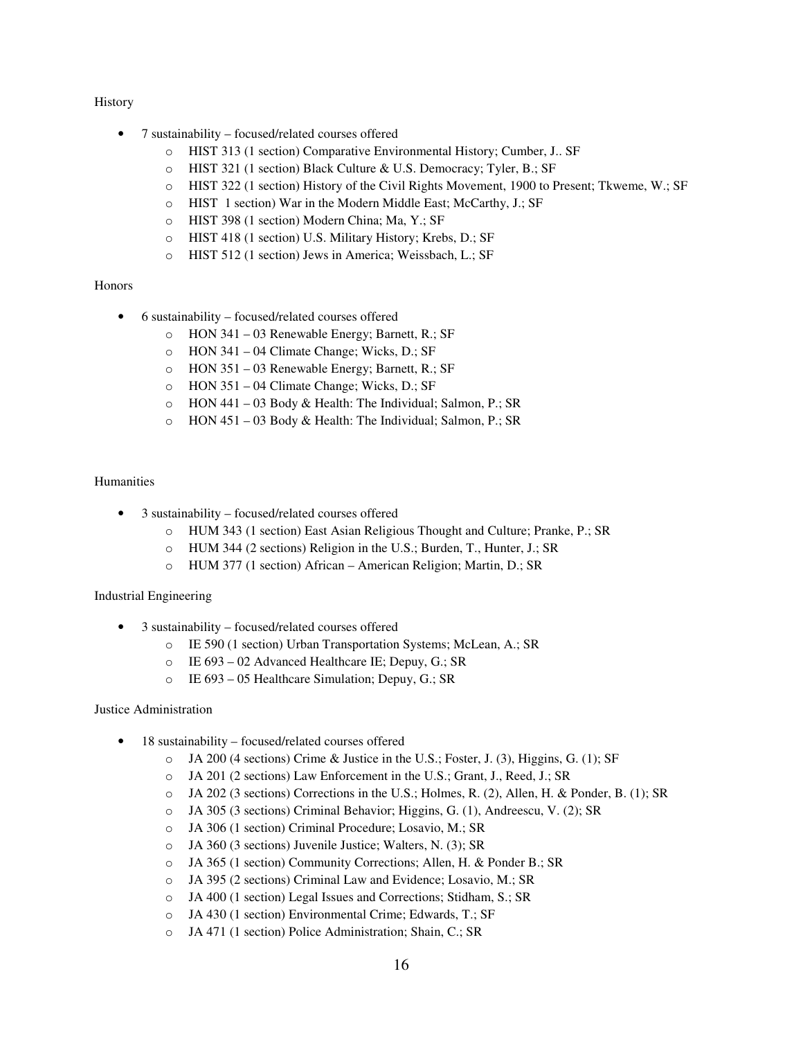History

- 7 sustainability – focused/related courses offered
    - HIST 313 (1 section) Comparative Environmental History; Cumber, J.. SF
    - HIST 321 (1 section) Black Culture & U.S. Democracy; Tyler, B.; SF
    - HIST 322 (1 section) History of the Civil Rights Movement, 1900 to Present; Tkweme, W.; SF
    - HIST 1 section) War in the Modern Middle East; McCarthy, J.; SF
    - HIST 398 (1 section) Modern China; Ma, Y.; SF
    - HIST 418 (1 section) U.S. Military History; Krebs, D.; SF
    - HIST 512 (1 section) Jews in America; Weissbach, L.; SF

Honors

- 6 sustainability – focused/related courses offered
    - HON 341 – 03 Renewable Energy; Barnett, R.; SF
    - HON 341 – 04 Climate Change; Wicks, D.; SF
    - HON 351 – 03 Renewable Energy; Barnett, R.; SF
    - HON 351 – 04 Climate Change; Wicks, D.; SF
    - HON 441 – 03 Body & Health: The Individual; Salmon, P.; SR
    - HON 451 – 03 Body & Health: The Individual; Salmon, P.; SR

Humanities

- 3 sustainability – focused/related courses offered
    - HUM 343 (1 section) East Asian Religious Thought and Culture; Pranke, P.; SR
    - HUM 344 (2 sections) Religion in the U.S.; Burden, T., Hunter, J.; SR
    - HUM 377 (1 section) African – American Religion; Martin, D.; SR

Industrial Engineering

- 3 sustainability – focused/related courses offered
    - IE 590 (1 section) Urban Transportation Systems; McLean, A.; SR
    - IE 693 – 02 Advanced Healthcare IE; Depuy, G.; SR
    - IE 693 – 05 Healthcare Simulation; Depuy, G.; SR

Justice Administration

- 18 sustainability – focused/related courses offered
    - JA 200 (4 sections) Crime & Justice in the U.S.; Foster, J. (3), Higgins, G. (1); SF
    - JA 201 (2 sections) Law Enforcement in the U.S.; Grant, J., Reed, J.; SR
    - JA 202 (3 sections) Corrections in the U.S.; Holmes, R. (2), Allen, H. & Ponder, B. (1); SR
    - JA 305 (3 sections) Criminal Behavior; Higgins, G. (1), Andreescu, V. (2); SR
    - JA 306 (1 section) Criminal Procedure; Losavio, M.; SR
    - JA 360 (3 sections) Juvenile Justice; Walters, N. (3); SR
    - JA 365 (1 section) Community Corrections; Allen, H. & Ponder B.; SR
    - JA 395 (2 sections) Criminal Law and Evidence; Losavio, M.; SR
    - JA 400 (1 section) Legal Issues and Corrections; Stidham, S.; SR
    - JA 430 (1 section) Environmental Crime; Edwards, T.; SF
    - JA 471 (1 section) Police Administration; Shain, C.; SR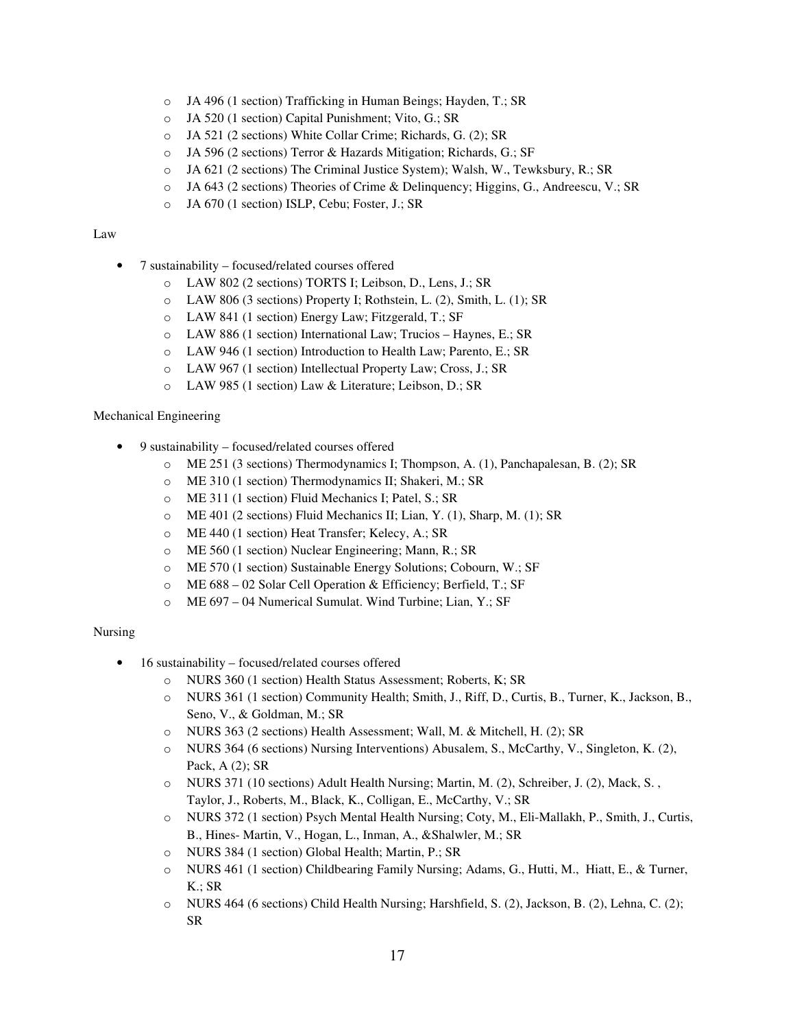- JA 496 (1 section) Trafficking in Human Beings; Hayden, T.; SR
- JA 520 (1 section) Capital Punishment; Vito, G.; SR
- JA 521 (2 sections) White Collar Crime; Richards, G. (2); SR
- JA 596 (2 sections) Terror & Hazards Mitigation; Richards, G.; SF
- JA 621 (2 sections) The Criminal Justice System); Walsh, W., Tewksbury, R.; SR
- JA 643 (2 sections) Theories of Crime & Delinquency; Higgins, G., Andreescu, V.; SR
- JA 670 (1 section) ISLP, Cebu; Foster, J.; SR

Law

- 7 sustainability – focused/related courses offered
    - LAW 802 (2 sections) TORTS I; Leibson, D., Lens, J.; SR
    - LAW 806 (3 sections) Property I; Rothstein, L. (2), Smith, L. (1); SR
    - LAW 841 (1 section) Energy Law; Fitzgerald, T.; SF
    - LAW 886 (1 section) International Law; Trucios – Haynes, E.; SR
    - LAW 946 (1 section) Introduction to Health Law; Parento, E.; SR
    - LAW 967 (1 section) Intellectual Property Law; Cross, J.; SR
    - LAW 985 (1 section) Law & Literature; Leibson, D.; SR

Mechanical Engineering

- 9 sustainability – focused/related courses offered
    - ME 251 (3 sections) Thermodynamics I; Thompson, A. (1), Panchapalesan, B. (2); SR
    - ME 310 (1 section) Thermodynamics II; Shakeri, M.; SR
    - ME 311 (1 section) Fluid Mechanics I; Patel, S.; SR
    - ME 401 (2 sections) Fluid Mechanics II; Lian, Y. (1), Sharp, M. (1); SR
    - ME 440 (1 section) Heat Transfer; Kelecy, A.; SR
    - ME 560 (1 section) Nuclear Engineering; Mann, R.; SR
    - ME 570 (1 section) Sustainable Energy Solutions; Cobourn, W.; SF
    - ME 688 – 02 Solar Cell Operation & Efficiency; Berfield, T.; SF
    - ME 697 – 04 Numerical Sumulat. Wind Turbine; Lian, Y.; SF

Nursing

- 16 sustainability – focused/related courses offered
    - NURS 360 (1 section) Health Status Assessment; Roberts, K; SR
    - NURS 361 (1 section) Community Health; Smith, J., Riff, D., Curtis, B., Turner, K., Jackson, B., Seno, V., & Goldman, M.; SR
    - NURS 363 (2 sections) Health Assessment; Wall, M. & Mitchell, H. (2); SR
    - NURS 364 (6 sections) Nursing Interventions) Abusalem, S., McCarthy, V., Singleton, K. (2), Pack, A (2); SR
    - NURS 371 (10 sections) Adult Health Nursing; Martin, M. (2), Schreiber, J. (2), Mack, S. , Taylor, J., Roberts, M., Black, K., Colligan, E., McCarthy, V.; SR
    - NURS 372 (1 section) Psych Mental Health Nursing; Coty, M., Eli-Mallakh, P., Smith, J., Curtis, B., Hines- Martin, V., Hogan, L., Inman, A., &Shalwler, M.; SR
    - NURS 384 (1 section) Global Health; Martin, P.; SR
    - NURS 461 (1 section) Childbearing Family Nursing; Adams, G., Hutti, M., Hiatt, E., & Turner, K.; SR
    - NURS 464 (6 sections) Child Health Nursing; Harshfield, S. (2), Jackson, B. (2), Lehna, C. (2); SR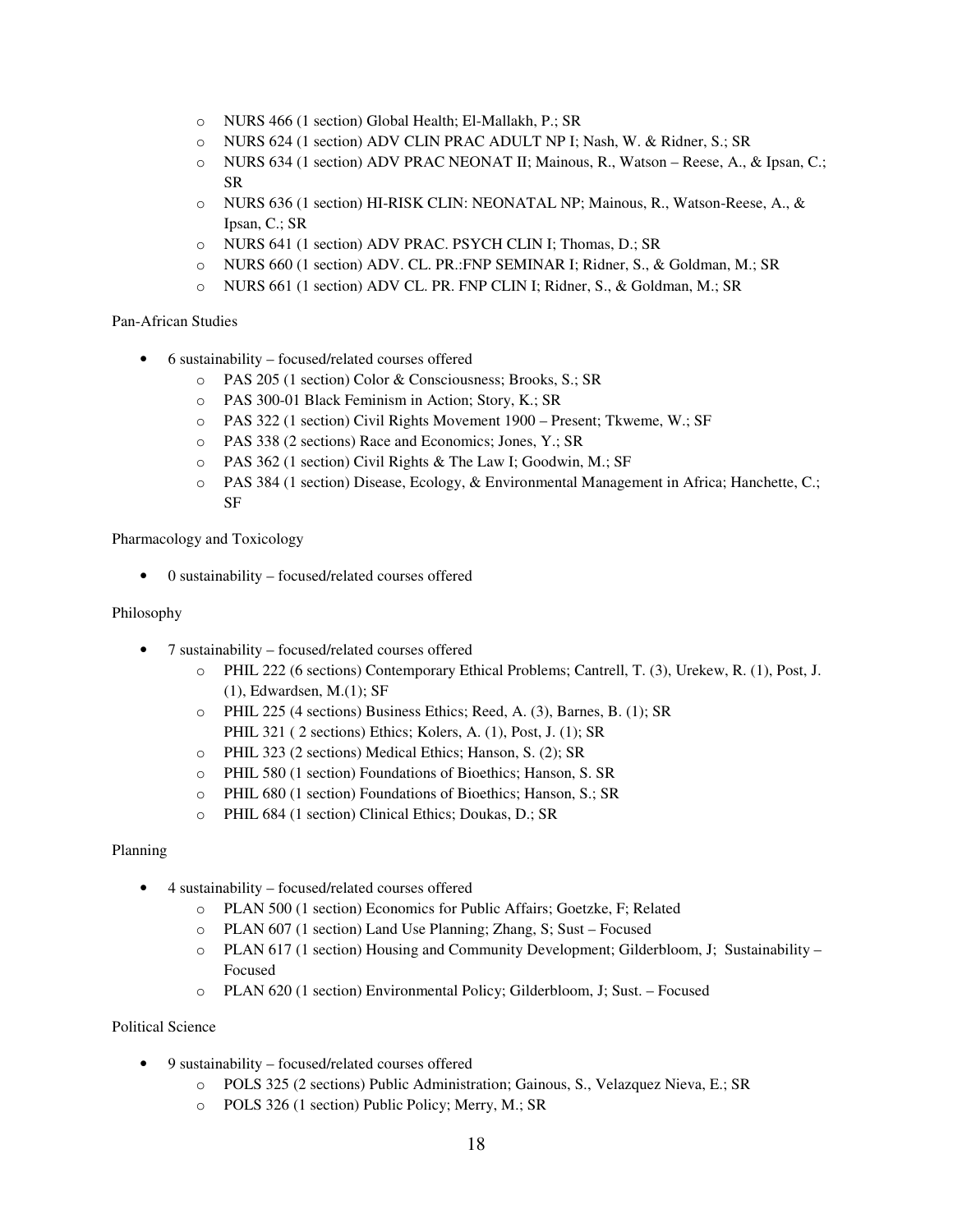- NURS 466 (1 section) Global Health; El-Mallakh, P.; SR
- NURS 624 (1 section) ADV CLIN PRAC ADULT NP I; Nash, W. & Ridner, S.; SR
- NURS 634 (1 section) ADV PRAC NEONAT II; Mainous, R., Watson – Reese, A., & Ipsan, C.; SR
- NURS 636 (1 section) HI-RISK CLIN: NEONATAL NP; Mainous, R., Watson-Reese, A., & Ipsan, C.; SR
- NURS 641 (1 section) ADV PRAC. PSYCH CLIN I; Thomas, D.; SR
- NURS 660 (1 section) ADV. CL. PR.:FNP SEMINAR I; Ridner, S., & Goldman, M.; SR
- NURS 661 (1 section) ADV CL. PR. FNP CLIN I; Ridner, S., & Goldman, M.; SR

Pan-African Studies

- 6 sustainability – focused/related courses offered
  - PAS 205 (1 section) Color & Consciousness; Brooks, S.; SR
  - PAS 300-01 Black Feminism in Action; Story, K.; SR
  - PAS 322 (1 section) Civil Rights Movement 1900 – Present; Tkweme, W.; SF
  - PAS 338 (2 sections) Race and Economics; Jones, Y.; SR
  - PAS 362 (1 section) Civil Rights & The Law I; Goodwin, M.; SF
  - PAS 384 (1 section) Disease, Ecology, & Environmental Management in Africa; Hanchette, C.; SF

Pharmacology and Toxicology

- 0 sustainability – focused/related courses offered

Philosophy

- 7 sustainability – focused/related courses offered
  - PHIL 222 (6 sections) Contemporary Ethical Problems; Cantrell, T. (3), Urekew, R. (1), Post, J. (1), Edwardsen, M.(1); SF
  - PHIL 225 (4 sections) Business Ethics; Reed, A. (3), Barnes, B. (1); SR
    PHIL 321 ( 2 sections) Ethics; Kolers, A. (1), Post, J. (1); SR
  - PHIL 323 (2 sections) Medical Ethics; Hanson, S. (2); SR
  - PHIL 580 (1 section) Foundations of Bioethics; Hanson, S. SR
  - PHIL 680 (1 section) Foundations of Bioethics; Hanson, S.; SR
  - PHIL 684 (1 section) Clinical Ethics; Doukas, D.; SR

Planning

- 4 sustainability – focused/related courses offered
  - PLAN 500 (1 section) Economics for Public Affairs; Goetzke, F; Related
  - PLAN 607 (1 section) Land Use Planning; Zhang, S; Sust – Focused
  - PLAN 617 (1 section) Housing and Community Development; Gilderbloom, J; Sustainability – Focused
  - PLAN 620 (1 section) Environmental Policy; Gilderbloom, J; Sust. – Focused

Political Science

- 9 sustainability – focused/related courses offered
  - POLS 325 (2 sections) Public Administration; Gainous, S., Velazquez Nieva, E.; SR
  - POLS 326 (1 section) Public Policy; Merry, M.; SR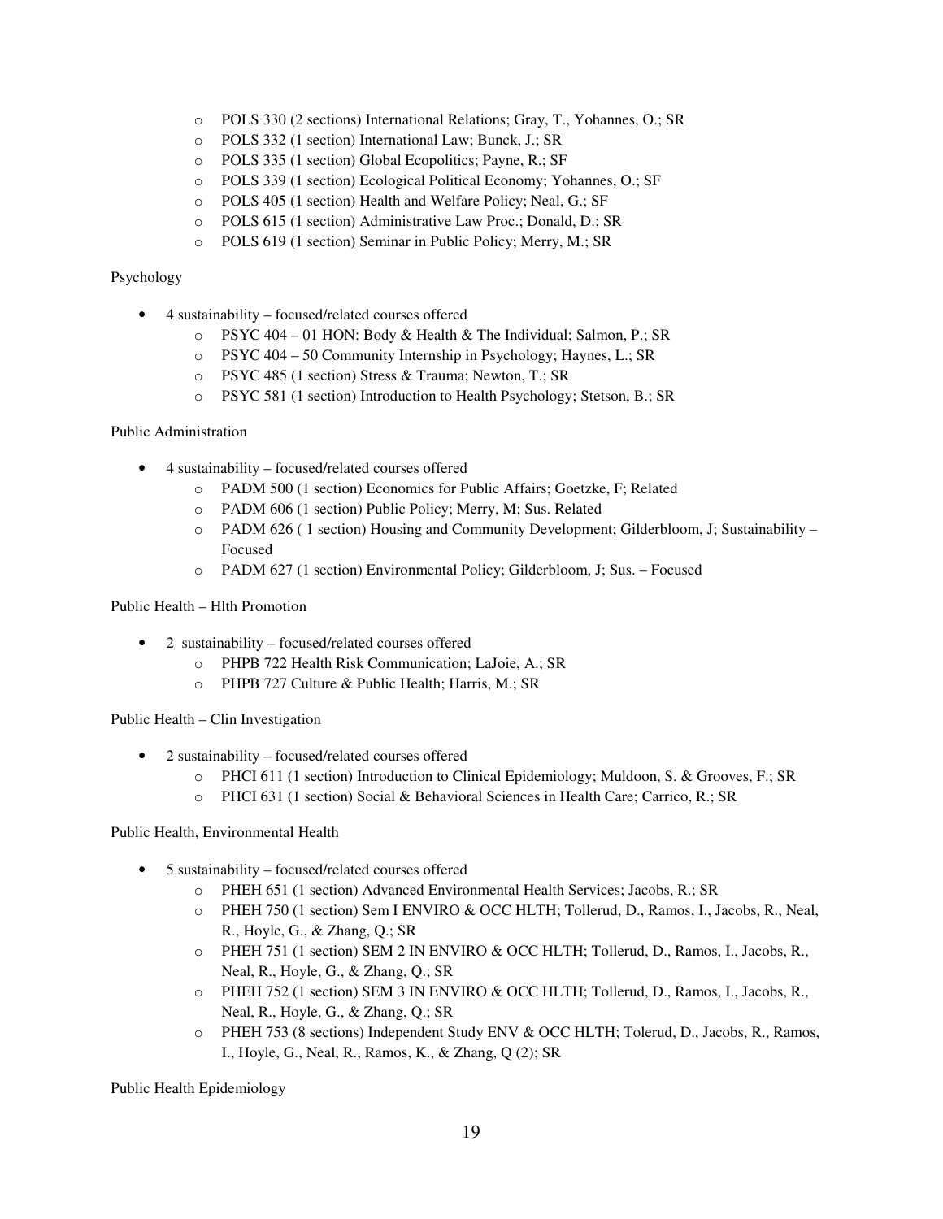- POLS 330 (2 sections) International Relations; Gray, T., Yohannes, O.; SR
- POLS 332 (1 section) International Law; Bunck, J.; SR
- POLS 335 (1 section) Global Ecopolitics; Payne, R.; SF
- POLS 339 (1 section) Ecological Political Economy; Yohannes, O.; SF
- POLS 405 (1 section) Health and Welfare Policy; Neal, G.; SF
- POLS 615 (1 section) Administrative Law Proc.; Donald, D.; SR
- POLS 619 (1 section) Seminar in Public Policy; Merry, M.; SR

Psychology

- 4 sustainability – focused/related courses offered
  - PSYC 404 – 01 HON: Body & Health & The Individual; Salmon, P.; SR
  - PSYC 404 – 50 Community Internship in Psychology; Haynes, L.; SR
  - PSYC 485 (1 section) Stress & Trauma; Newton, T.; SR
  - PSYC 581 (1 section) Introduction to Health Psychology; Stetson, B.; SR

Public Administration

- 4 sustainability – focused/related courses offered
  - PADM 500 (1 section) Economics for Public Affairs; Goetzke, F; Related
  - PADM 606 (1 section) Public Policy; Merry, M; Sus. Related
  - PADM 626 ( 1 section) Housing and Community Development; Gilderbloom, J; Sustainability – Focused
  - PADM 627 (1 section) Environmental Policy; Gilderbloom, J; Sus. – Focused

Public Health – Hlth Promotion

- 2 sustainability – focused/related courses offered
  - PHPB 722 Health Risk Communication; LaJoie, A.; SR
  - PHPB 727 Culture & Public Health; Harris, M.; SR

Public Health – Clin Investigation

- 2 sustainability – focused/related courses offered
  - PHCI 611 (1 section) Introduction to Clinical Epidemiology; Muldoon, S. & Grooves, F.; SR
  - PHCI 631 (1 section) Social & Behavioral Sciences in Health Care; Carrico, R.; SR

Public Health, Environmental Health

- 5 sustainability – focused/related courses offered
  - PHEH 651 (1 section) Advanced Environmental Health Services; Jacobs, R.; SR
  - PHEH 750 (1 section) Sem I ENVIRO & OCC HLTH; Tollerud, D., Ramos, I., Jacobs, R., Neal, R., Hoyle, G., & Zhang, Q.; SR
  - PHEH 751 (1 section) SEM 2 IN ENVIRO & OCC HLTH; Tollerud, D., Ramos, I., Jacobs, R., Neal, R., Hoyle, G., & Zhang, Q.; SR
  - PHEH 752 (1 section) SEM 3 IN ENVIRO & OCC HLTH; Tollerud, D., Ramos, I., Jacobs, R., Neal, R., Hoyle, G., & Zhang, Q.; SR
  - PHEH 753 (8 sections) Independent Study ENV & OCC HLTH; Tolerud, D., Jacobs, R., Ramos, I., Hoyle, G., Neal, R., Ramos, K., & Zhang, Q (2); SR

Public Health Epidemiology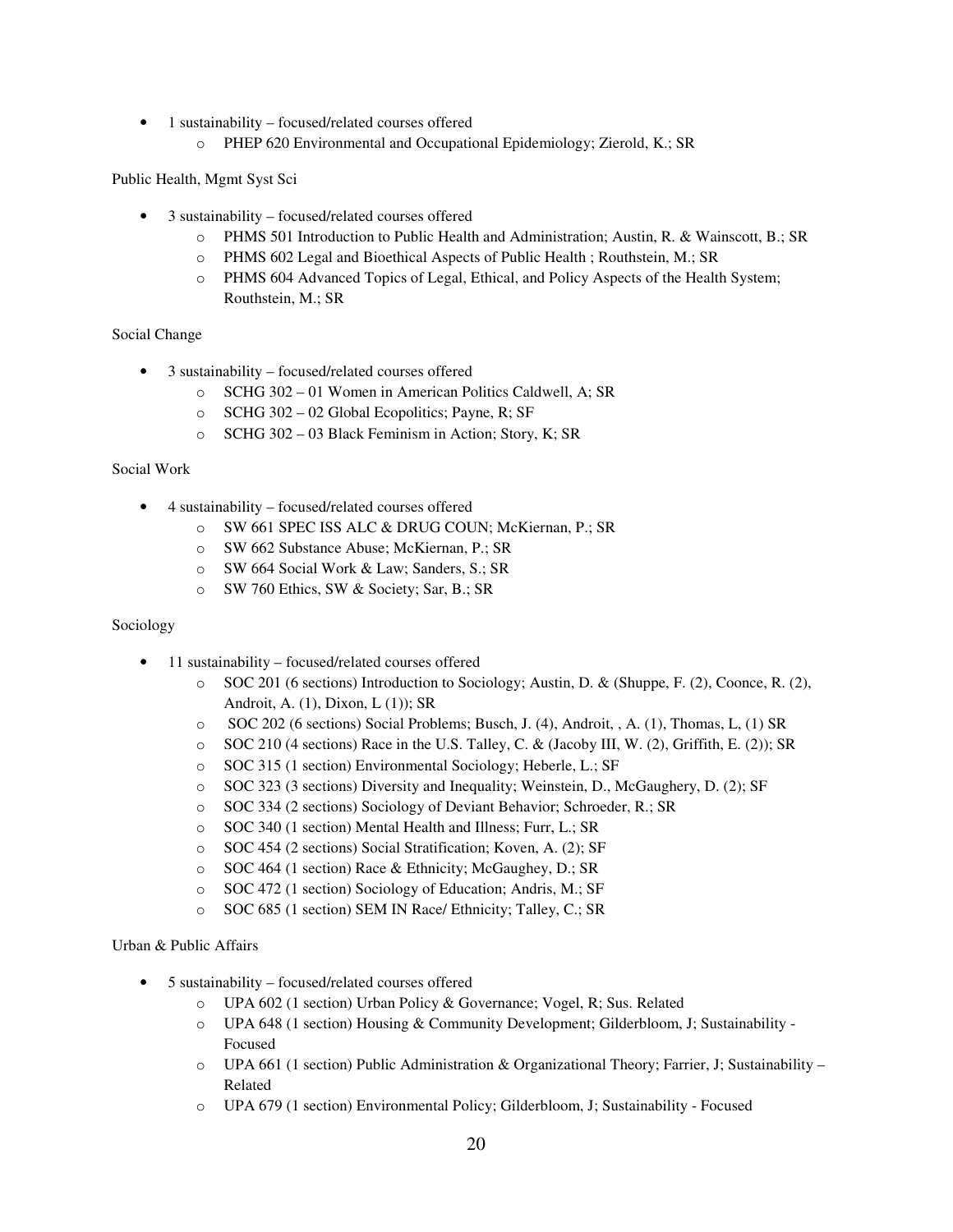- 1 sustainability – focused/related courses offered
    - PHEP 620 Environmental and Occupational Epidemiology; Zierold, K.; SR

Public Health, Mgmt Syst Sci

- 3 sustainability – focused/related courses offered
    - PHMS 501 Introduction to Public Health and Administration; Austin, R. & Wainscott, B.; SR
    - PHMS 602 Legal and Bioethical Aspects of Public Health ; Routhstein, M.; SR
    - PHMS 604 Advanced Topics of Legal, Ethical, and Policy Aspects of the Health System; Routhstein, M.; SR

Social Change

- 3 sustainability – focused/related courses offered
    - SCHG 302 – 01 Women in American Politics Caldwell, A; SR
    - SCHG 302 – 02 Global Ecopolitics; Payne, R; SF
    - SCHG 302 – 03 Black Feminism in Action; Story, K; SR

Social Work

- 4 sustainability – focused/related courses offered
    - SW 661 SPEC ISS ALC & DRUG COUN; McKiernan, P.; SR
    - SW 662 Substance Abuse; McKiernan, P.; SR
    - SW 664 Social Work & Law; Sanders, S.; SR
    - SW 760 Ethics, SW & Society; Sar, B.; SR

Sociology

- 11 sustainability – focused/related courses offered
    - SOC 201 (6 sections) Introduction to Sociology; Austin, D. & (Shuppe, F. (2), Coonce, R. (2), Androit, A. (1), Dixon, L (1)); SR
    - SOC 202 (6 sections) Social Problems; Busch, J. (4), Androit, , A. (1), Thomas, L, (1) SR
    - SOC 210 (4 sections) Race in the U.S. Talley, C. & (Jacoby III, W. (2), Griffith, E. (2)); SR
    - SOC 315 (1 section) Environmental Sociology; Heberle, L.; SF
    - SOC 323 (3 sections) Diversity and Inequality; Weinstein, D., McGaughery, D. (2); SF
    - SOC 334 (2 sections) Sociology of Deviant Behavior; Schroeder, R.; SR
    - SOC 340 (1 section) Mental Health and Illness; Furr, L.; SR
    - SOC 454 (2 sections) Social Stratification; Koven, A. (2); SF
    - SOC 464 (1 section) Race & Ethnicity; McGaughey, D.; SR
    - SOC 472 (1 section) Sociology of Education; Andris, M.; SF
    - SOC 685 (1 section) SEM IN Race/ Ethnicity; Talley, C.; SR

Urban & Public Affairs

- 5 sustainability – focused/related courses offered
    - UPA 602 (1 section) Urban Policy & Governance; Vogel, R; Sus. Related
    - UPA 648 (1 section) Housing & Community Development; Gilderbloom, J; Sustainability - Focused
    - UPA 661 (1 section) Public Administration & Organizational Theory; Farrier, J; Sustainability – Related
    - UPA 679 (1 section) Environmental Policy; Gilderbloom, J; Sustainability - Focused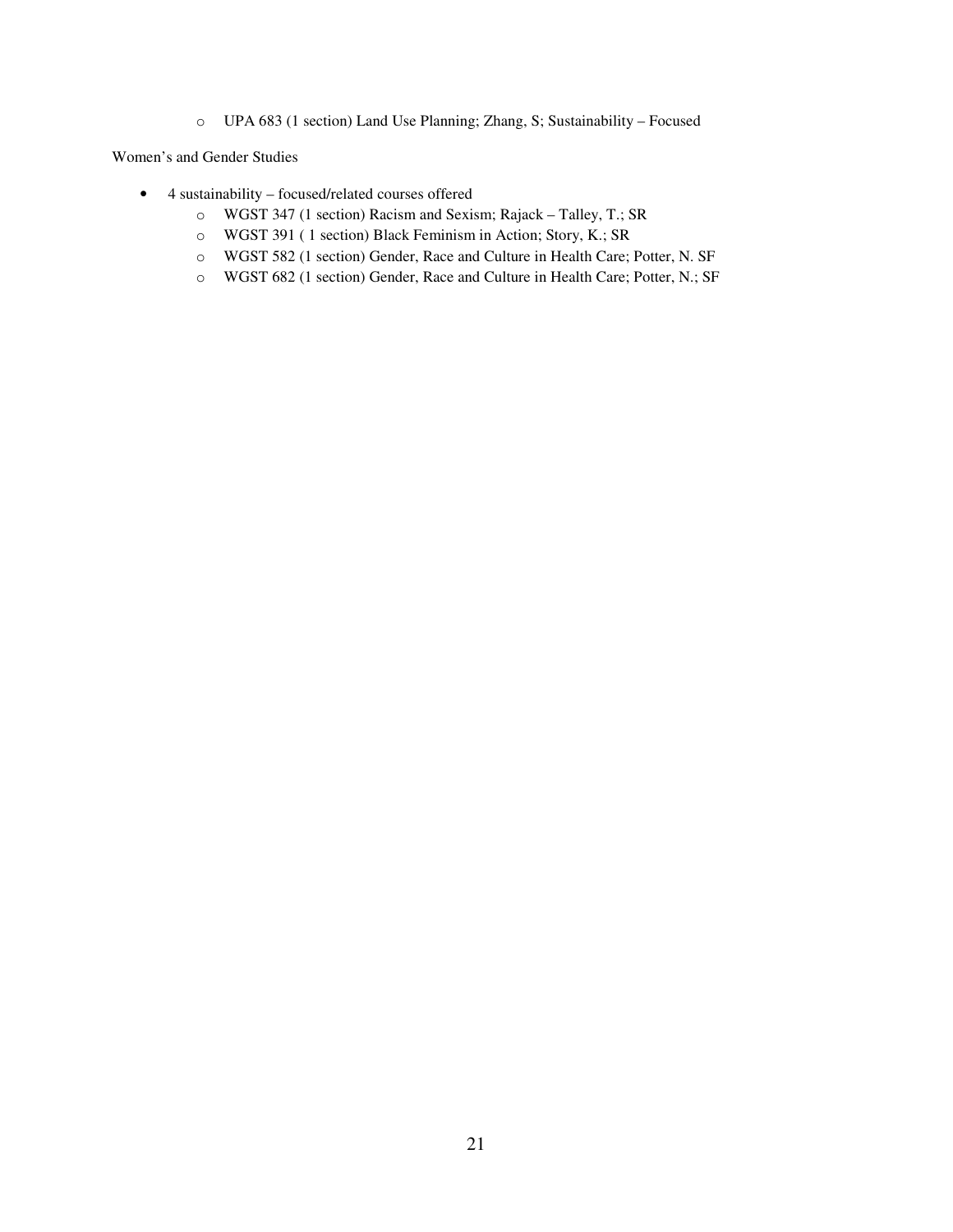- UPA 683 (1 section) Land Use Planning; Zhang, S; Sustainability – Focused

Women's and Gender Studies

- 4 sustainability – focused/related courses offered
  - WGST 347 (1 section) Racism and Sexism; Rajack – Talley, T.; SR
  - WGST 391 ( 1 section) Black Feminism in Action; Story, K.; SR
  - WGST 582 (1 section) Gender, Race and Culture in Health Care; Potter, N. SF
  - WGST 682 (1 section) Gender, Race and Culture in Health Care; Potter, N.; SF